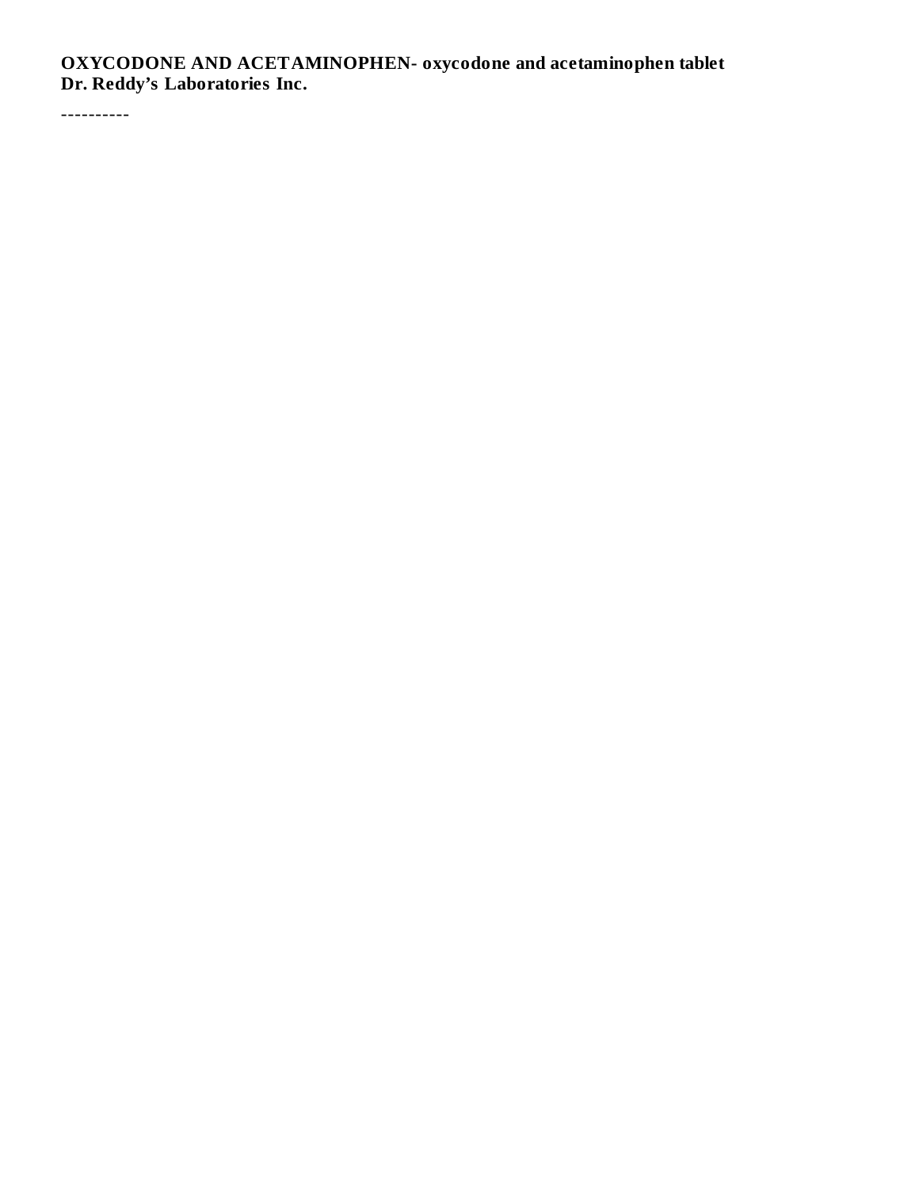**OXYCODONE AND ACETAMINOPHEN- oxycodone and acetaminophen tablet**
**Dr. Reddy's Laboratories Inc.**

----------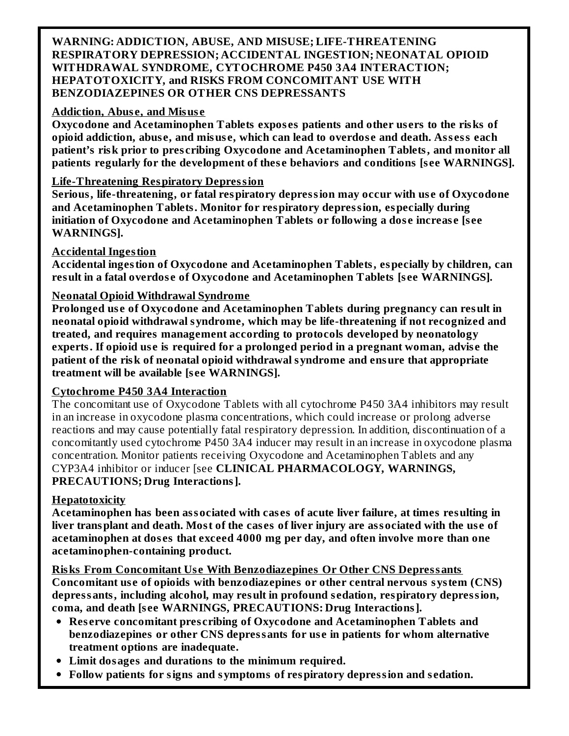**WARNING: ADDICTION, ABUSE, AND MISUSE; LIFE-THREATENING RESPIRATORY DEPRESSION; ACCIDENTAL INGESTION; NEONATAL OPIOID WITHDRAWAL SYNDROME, CYTOCHROME P450 3A4 INTERACTION; HEPATOTOXICITY, and RISKS FROM CONCOMITANT USE WITH BENZODIAZEPINES OR OTHER CNS DEPRESSANTS**

**Addiction, Abuse, and Misuse**

**Oxycodone and Acetaminophen Tablets exposes patients and other users to the risks of opioid addiction, abuse, and misuse, which can lead to overdose and death. Assess each patient's risk prior to prescribing Oxycodone and Acetaminophen Tablets, and monitor all patients regularly for the development of these behaviors and conditions [see WARNINGS].**

**Life-Threatening Respiratory Depression**

**Serious, life-threatening, or fatal respiratory depression may occur with use of Oxycodone and Acetaminophen Tablets. Monitor for respiratory depression, especially during initiation of Oxycodone and Acetaminophen Tablets or following a dose increase [see WARNINGS].**

**Accidental Ingestion**

**Accidental ingestion of Oxycodone and Acetaminophen Tablets, especially by children, can result in a fatal overdose of Oxycodone and Acetaminophen Tablets [see WARNINGS].**

**Neonatal Opioid Withdrawal Syndrome**

**Prolonged use of Oxycodone and Acetaminophen Tablets during pregnancy can result in neonatal opioid withdrawal syndrome, which may be life-threatening if not recognized and treated, and requires management according to protocols developed by neonatology experts. If opioid use is required for a prolonged period in a pregnant woman, advise the patient of the risk of neonatal opioid withdrawal syndrome and ensure that appropriate treatment will be available [see WARNINGS].**

**Cytochrome P450 3A4 Interaction**

The concomitant use of Oxycodone Tablets with all cytochrome P450 3A4 inhibitors may result in an increase in oxycodone plasma concentrations, which could increase or prolong adverse reactions and may cause potentially fatal respiratory depression. In addition, discontinuation of a concomitantly used cytochrome P450 3A4 inducer may result in an increase in oxycodone plasma concentration. Monitor patients receiving Oxycodone and Acetaminophen Tablets and any CYP3A4 inhibitor or inducer [see **CLINICAL PHARMACOLOGY, WARNINGS, PRECAUTIONS; Drug Interactions**].

**Hepatotoxicity**

**Acetaminophen has been associated with cases of acute liver failure, at times resulting in liver transplant and death. Most of the cases of liver injury are associated with the use of acetaminophen at doses that exceed 4000 mg per day, and often involve more than one acetaminophen-containing product.**

**Risks From Concomitant Use With Benzodiazepines Or Other CNS Depressants**

**Concomitant use of opioids with benzodiazepines or other central nervous system (CNS) depressants, including alcohol, may result in profound sedation, respiratory depression, coma, and death [see WARNINGS, PRECAUTIONS: Drug Interactions].**

- **Reserve concomitant prescribing of Oxycodone and Acetaminophen Tablets and benzodiazepines or other CNS depressants for use in patients for whom alternative treatment options are inadequate.**
- **Limit dosages and durations to the minimum required.**
- **Follow patients for signs and symptoms of respiratory depression and sedation.**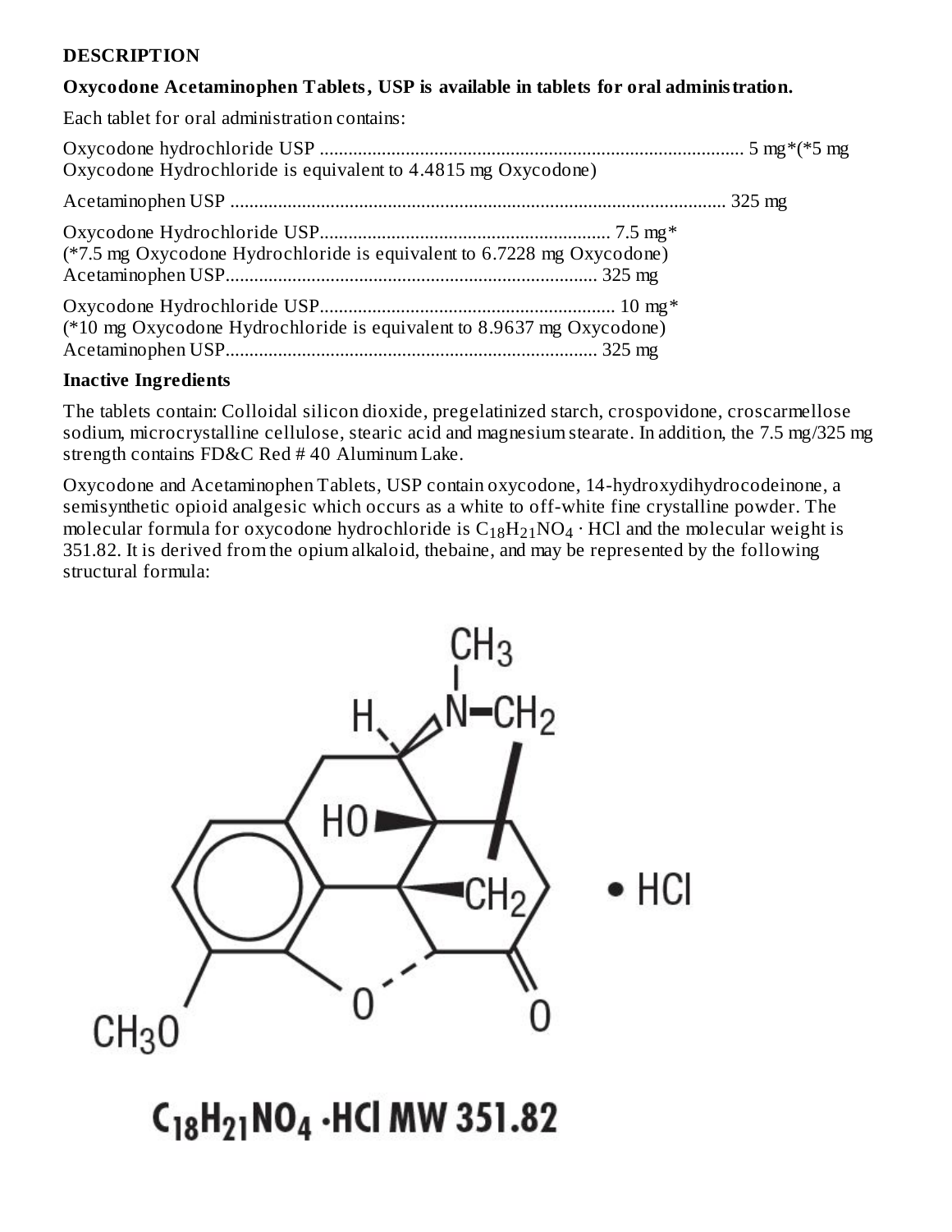**DESCRIPTION**

**Oxycodone Acetaminophen Tablets, USP is available in tablets for oral administration.**

Each tablet for oral administration contains:

Oxycodone hydrochloride USP ........................................................................................ 5 mg*(*5 mg Oxycodone Hydrochloride is equivalent to 4.4815 mg Oxycodone)

Acetaminophen USP ........................................................................................................ 325 mg

Oxycodone Hydrochloride USP............................................................. 7.5 mg*
(*7.5 mg Oxycodone Hydrochloride is equivalent to 6.7228 mg Oxycodone)
Acetaminophen USP.............................................................................. 325 mg

Oxycodone Hydrochloride USP.............................................................. 10 mg*
(*10 mg Oxycodone Hydrochloride is equivalent to 8.9637 mg Oxycodone)
Acetaminophen USP.............................................................................. 325 mg

**Inactive Ingredients**

The tablets contain: Colloidal silicon dioxide, pregelatinized starch, crospovidone, croscarmellose sodium, microcrystalline cellulose, stearic acid and magnesium stearate. In addition, the 7.5 mg/325 mg strength contains FD&C Red # 40 Aluminum Lake.

Oxycodone and Acetaminophen Tablets, USP contain oxycodone, 14-hydroxydihydrocodeinone, a semisynthetic opioid analgesic which occurs as a white to off-white fine crystalline powder. The molecular formula for oxycodone hydrochloride is $C_{18}H_{21}NO_4 \cdot HCl$ and the molecular weight is 351.82. It is derived from the opium alkaloid, thebaine, and may be represented by the following structural formula:

$C_{18}H_{21}NO_4 \cdot HCl$ MW 351.82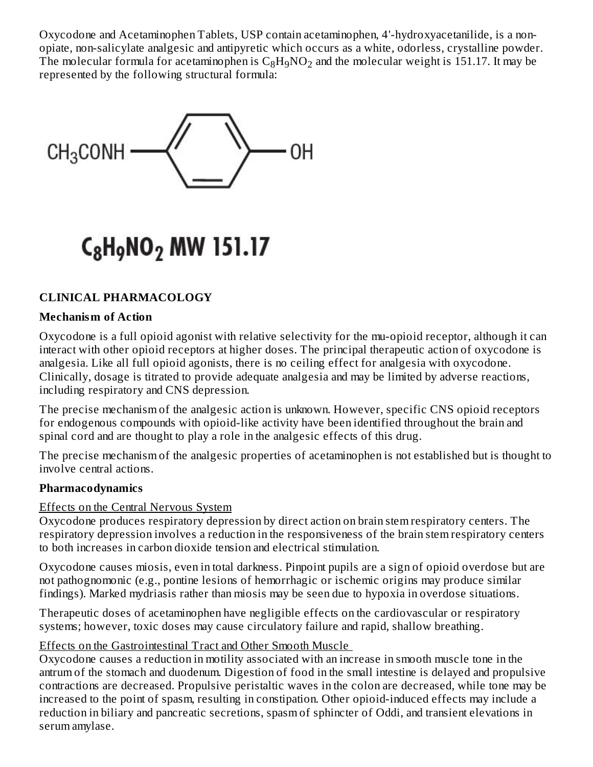Oxycodone and Acetaminophen Tablets, USP contain acetaminophen, 4'-hydroxyacetanilide, is a non-opiate, non-salicylate analgesic and antipyretic which occurs as a white, odorless, crystalline powder. The molecular formula for acetaminophen is $C_8H_9NO_2$ and the molecular weight is 151.17. It may be represented by the following structural formula:

$CH_3CONH$ — (benzene ring) — OH

$C_8H_9NO_2$ MW 151.17

## CLINICAL PHARMACOLOGY

### Mechanism of Action

Oxycodone is a full opioid agonist with relative selectivity for the mu-opioid receptor, although it can interact with other opioid receptors at higher doses. The principal therapeutic action of oxycodone is analgesia. Like all full opioid agonists, there is no ceiling effect for analgesia with oxycodone. Clinically, dosage is titrated to provide adequate analgesia and may be limited by adverse reactions, including respiratory and CNS depression.

The precise mechanism of the analgesic action is unknown. However, specific CNS opioid receptors for endogenous compounds with opioid-like activity have been identified throughout the brain and spinal cord and are thought to play a role in the analgesic effects of this drug.

The precise mechanism of the analgesic properties of acetaminophen is not established but is thought to involve central actions.

### Pharmacodynamics

Effects on the Central Nervous System

Oxycodone produces respiratory depression by direct action on brain stem respiratory centers. The respiratory depression involves a reduction in the responsiveness of the brain stem respiratory centers to both increases in carbon dioxide tension and electrical stimulation.

Oxycodone causes miosis, even in total darkness. Pinpoint pupils are a sign of opioid overdose but are not pathognomonic (e.g., pontine lesions of hemorrhagic or ischemic origins may produce similar findings). Marked mydriasis rather than miosis may be seen due to hypoxia in overdose situations.

Therapeutic doses of acetaminophen have negligible effects on the cardiovascular or respiratory systems; however, toxic doses may cause circulatory failure and rapid, shallow breathing.

Effects on the Gastrointestinal Tract and Other Smooth Muscle

Oxycodone causes a reduction in motility associated with an increase in smooth muscle tone in the antrum of the stomach and duodenum. Digestion of food in the small intestine is delayed and propulsive contractions are decreased. Propulsive peristaltic waves in the colon are decreased, while tone may be increased to the point of spasm, resulting in constipation. Other opioid-induced effects may include a reduction in biliary and pancreatic secretions, spasm of sphincter of Oddi, and transient elevations in serum amylase.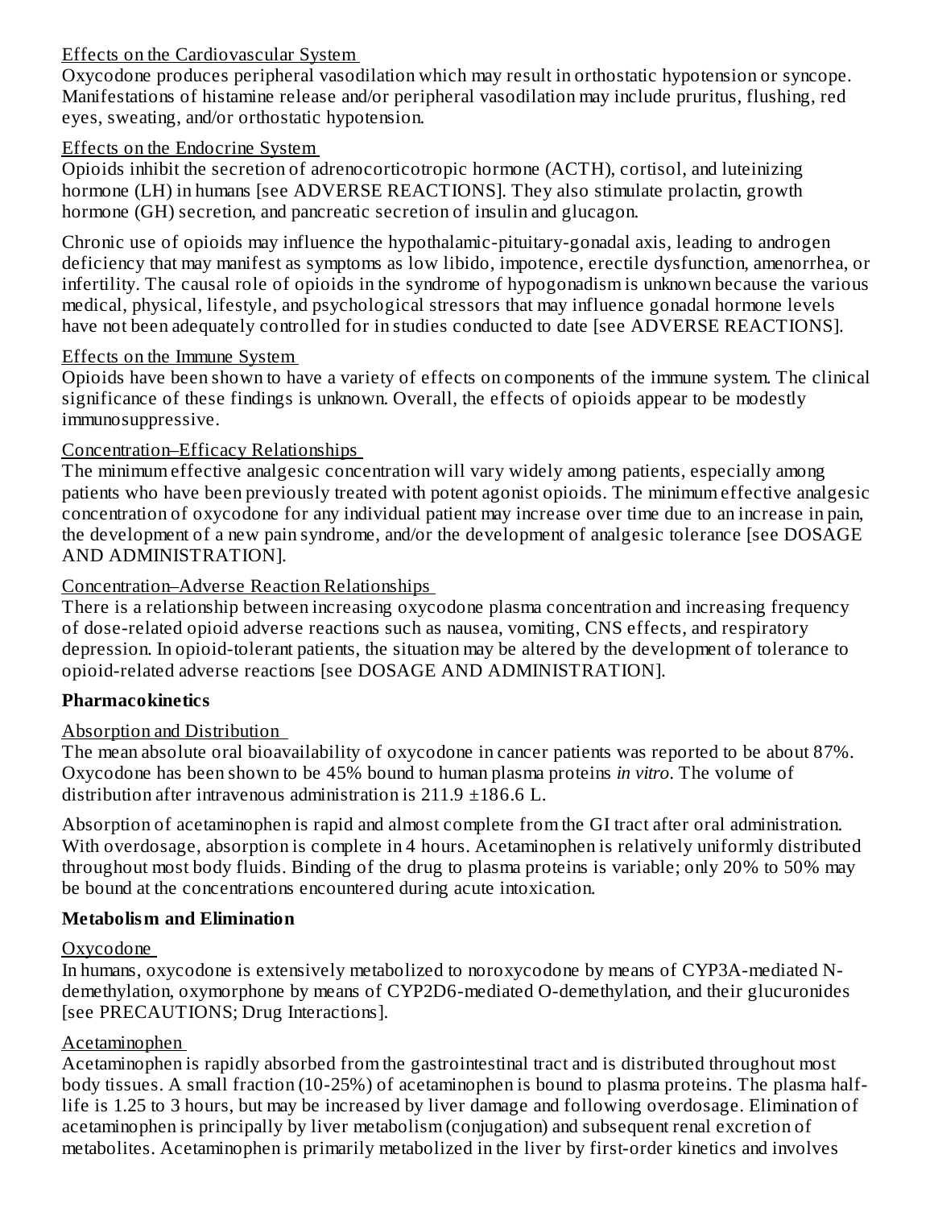Effects on the Cardiovascular System

Oxycodone produces peripheral vasodilation which may result in orthostatic hypotension or syncope. Manifestations of histamine release and/or peripheral vasodilation may include pruritus, flushing, red eyes, sweating, and/or orthostatic hypotension.

Effects on the Endocrine System

Opioids inhibit the secretion of adrenocorticotropic hormone (ACTH), cortisol, and luteinizing hormone (LH) in humans [see ADVERSE REACTIONS]. They also stimulate prolactin, growth hormone (GH) secretion, and pancreatic secretion of insulin and glucagon.

Chronic use of opioids may influence the hypothalamic-pituitary-gonadal axis, leading to androgen deficiency that may manifest as symptoms as low libido, impotence, erectile dysfunction, amenorrhea, or infertility. The causal role of opioids in the syndrome of hypogonadism is unknown because the various medical, physical, lifestyle, and psychological stressors that may influence gonadal hormone levels have not been adequately controlled for in studies conducted to date [see ADVERSE REACTIONS].

Effects on the Immune System

Opioids have been shown to have a variety of effects on components of the immune system. The clinical significance of these findings is unknown. Overall, the effects of opioids appear to be modestly immunosuppressive.

Concentration–Efficacy Relationships

The minimum effective analgesic concentration will vary widely among patients, especially among patients who have been previously treated with potent agonist opioids. The minimum effective analgesic concentration of oxycodone for any individual patient may increase over time due to an increase in pain, the development of a new pain syndrome, and/or the development of analgesic tolerance [see DOSAGE AND ADMINISTRATION].

Concentration–Adverse Reaction Relationships

There is a relationship between increasing oxycodone plasma concentration and increasing frequency of dose-related opioid adverse reactions such as nausea, vomiting, CNS effects, and respiratory depression. In opioid-tolerant patients, the situation may be altered by the development of tolerance to opioid-related adverse reactions [see DOSAGE AND ADMINISTRATION].

**Pharmacokinetics**

Absorption and Distribution

The mean absolute oral bioavailability of oxycodone in cancer patients was reported to be about 87%. Oxycodone has been shown to be 45% bound to human plasma proteins *in vitro*. The volume of distribution after intravenous administration is 211.9 ±186.6 L.

Absorption of acetaminophen is rapid and almost complete from the GI tract after oral administration. With overdosage, absorption is complete in 4 hours. Acetaminophen is relatively uniformly distributed throughout most body fluids. Binding of the drug to plasma proteins is variable; only 20% to 50% may be bound at the concentrations encountered during acute intoxication.

**Metabolism and Elimination**

Oxycodone

In humans, oxycodone is extensively metabolized to noroxycodone by means of CYP3A-mediated N-demethylation, oxymorphone by means of CYP2D6-mediated O-demethylation, and their glucuronides [see PRECAUTIONS; Drug Interactions].

Acetaminophen

Acetaminophen is rapidly absorbed from the gastrointestinal tract and is distributed throughout most body tissues. A small fraction (10-25%) of acetaminophen is bound to plasma proteins. The plasma half-life is 1.25 to 3 hours, but may be increased by liver damage and following overdosage. Elimination of acetaminophen is principally by liver metabolism (conjugation) and subsequent renal excretion of metabolites. Acetaminophen is primarily metabolized in the liver by first-order kinetics and involves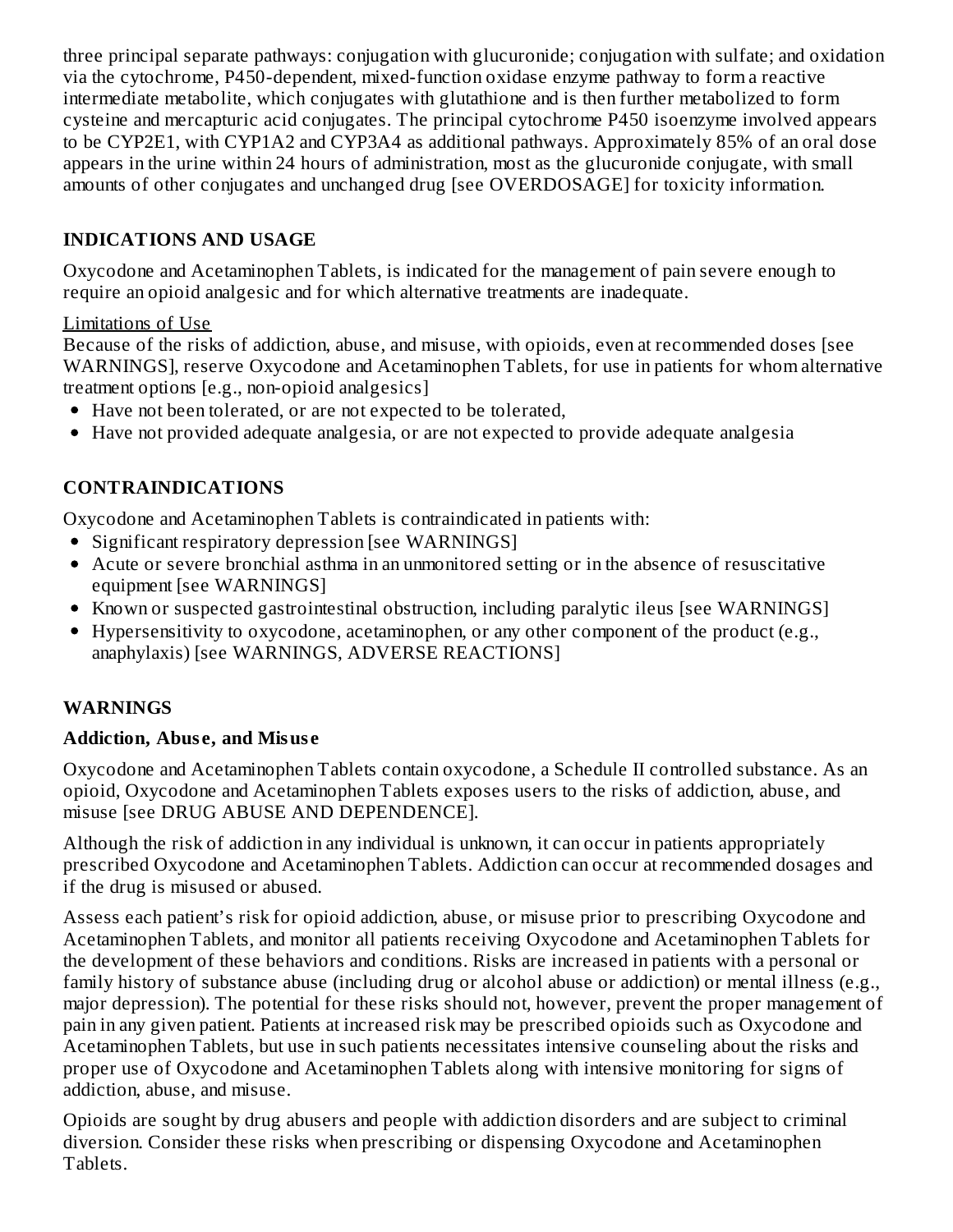three principal separate pathways: conjugation with glucuronide; conjugation with sulfate; and oxidation via the cytochrome, P450-dependent, mixed-function oxidase enzyme pathway to form a reactive intermediate metabolite, which conjugates with glutathione and is then further metabolized to form cysteine and mercapturic acid conjugates. The principal cytochrome P450 isoenzyme involved appears to be CYP2E1, with CYP1A2 and CYP3A4 as additional pathways. Approximately 85% of an oral dose appears in the urine within 24 hours of administration, most as the glucuronide conjugate, with small amounts of other conjugates and unchanged drug [see OVERDOSAGE] for toxicity information.

## INDICATIONS AND USAGE

Oxycodone and Acetaminophen Tablets, is indicated for the management of pain severe enough to require an opioid analgesic and for which alternative treatments are inadequate.

Limitations of Use

Because of the risks of addiction, abuse, and misuse, with opioids, even at recommended doses [see WARNINGS], reserve Oxycodone and Acetaminophen Tablets, for use in patients for whom alternative treatment options [e.g., non-opioid analgesics]

- Have not been tolerated, or are not expected to be tolerated,
- Have not provided adequate analgesia, or are not expected to provide adequate analgesia

## CONTRAINDICATIONS

Oxycodone and Acetaminophen Tablets is contraindicated in patients with:

- Significant respiratory depression [see WARNINGS]
- Acute or severe bronchial asthma in an unmonitored setting or in the absence of resuscitative equipment [see WARNINGS]
- Known or suspected gastrointestinal obstruction, including paralytic ileus [see WARNINGS]
- Hypersensitivity to oxycodone, acetaminophen, or any other component of the product (e.g., anaphylaxis) [see WARNINGS, ADVERSE REACTIONS]

## WARNINGS

### Addiction, Abuse, and Misuse

Oxycodone and Acetaminophen Tablets contain oxycodone, a Schedule II controlled substance. As an opioid, Oxycodone and Acetaminophen Tablets exposes users to the risks of addiction, abuse, and misuse [see DRUG ABUSE AND DEPENDENCE].

Although the risk of addiction in any individual is unknown, it can occur in patients appropriately prescribed Oxycodone and Acetaminophen Tablets. Addiction can occur at recommended dosages and if the drug is misused or abused.

Assess each patient's risk for opioid addiction, abuse, or misuse prior to prescribing Oxycodone and Acetaminophen Tablets, and monitor all patients receiving Oxycodone and Acetaminophen Tablets for the development of these behaviors and conditions. Risks are increased in patients with a personal or family history of substance abuse (including drug or alcohol abuse or addiction) or mental illness (e.g., major depression). The potential for these risks should not, however, prevent the proper management of pain in any given patient. Patients at increased risk may be prescribed opioids such as Oxycodone and Acetaminophen Tablets, but use in such patients necessitates intensive counseling about the risks and proper use of Oxycodone and Acetaminophen Tablets along with intensive monitoring for signs of addiction, abuse, and misuse.

Opioids are sought by drug abusers and people with addiction disorders and are subject to criminal diversion. Consider these risks when prescribing or dispensing Oxycodone and Acetaminophen Tablets.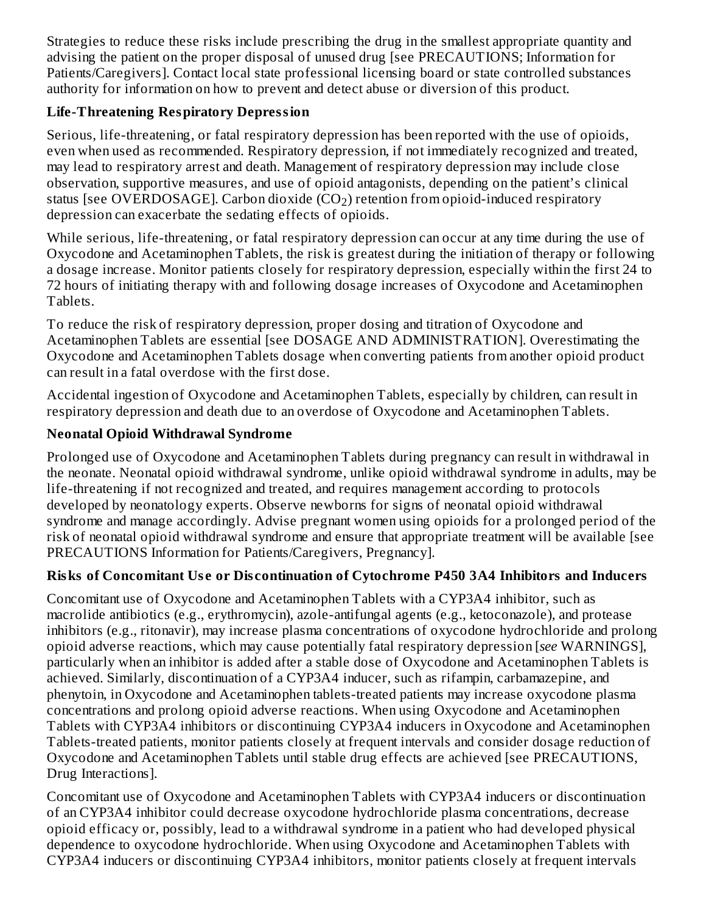Strategies to reduce these risks include prescribing the drug in the smallest appropriate quantity and advising the patient on the proper disposal of unused drug [see PRECAUTIONS; Information for Patients/Caregivers]. Contact local state professional licensing board or state controlled substances authority for information on how to prevent and detect abuse or diversion of this product.

**Life-Threatening Respiratory Depression**

Serious, life-threatening, or fatal respiratory depression has been reported with the use of opioids, even when used as recommended. Respiratory depression, if not immediately recognized and treated, may lead to respiratory arrest and death. Management of respiratory depression may include close observation, supportive measures, and use of opioid antagonists, depending on the patient's clinical status [see OVERDOSAGE]. Carbon dioxide ($CO_2$) retention from opioid-induced respiratory depression can exacerbate the sedating effects of opioids.

While serious, life-threatening, or fatal respiratory depression can occur at any time during the use of Oxycodone and Acetaminophen Tablets, the risk is greatest during the initiation of therapy or following a dosage increase. Monitor patients closely for respiratory depression, especially within the first 24 to 72 hours of initiating therapy with and following dosage increases of Oxycodone and Acetaminophen Tablets.

To reduce the risk of respiratory depression, proper dosing and titration of Oxycodone and Acetaminophen Tablets are essential [see DOSAGE AND ADMINISTRATION]. Overestimating the Oxycodone and Acetaminophen Tablets dosage when converting patients from another opioid product can result in a fatal overdose with the first dose.

Accidental ingestion of Oxycodone and Acetaminophen Tablets, especially by children, can result in respiratory depression and death due to an overdose of Oxycodone and Acetaminophen Tablets.

**Neonatal Opioid Withdrawal Syndrome**

Prolonged use of Oxycodone and Acetaminophen Tablets during pregnancy can result in withdrawal in the neonate. Neonatal opioid withdrawal syndrome, unlike opioid withdrawal syndrome in adults, may be life-threatening if not recognized and treated, and requires management according to protocols developed by neonatology experts. Observe newborns for signs of neonatal opioid withdrawal syndrome and manage accordingly. Advise pregnant women using opioids for a prolonged period of the risk of neonatal opioid withdrawal syndrome and ensure that appropriate treatment will be available [see PRECAUTIONS Information for Patients/Caregivers, Pregnancy].

**Risks of Concomitant Use or Discontinuation of Cytochrome P450 3A4 Inhibitors and Inducers**

Concomitant use of Oxycodone and Acetaminophen Tablets with a CYP3A4 inhibitor, such as macrolide antibiotics (e.g., erythromycin), azole-antifungal agents (e.g., ketoconazole), and protease inhibitors (e.g., ritonavir), may increase plasma concentrations of oxycodone hydrochloride and prolong opioid adverse reactions, which may cause potentially fatal respiratory depression [*see* WARNINGS], particularly when an inhibitor is added after a stable dose of Oxycodone and Acetaminophen Tablets is achieved. Similarly, discontinuation of a CYP3A4 inducer, such as rifampin, carbamazepine, and phenytoin, in Oxycodone and Acetaminophen tablets-treated patients may increase oxycodone plasma concentrations and prolong opioid adverse reactions. When using Oxycodone and Acetaminophen Tablets with CYP3A4 inhibitors or discontinuing CYP3A4 inducers in Oxycodone and Acetaminophen Tablets-treated patients, monitor patients closely at frequent intervals and consider dosage reduction of Oxycodone and Acetaminophen Tablets until stable drug effects are achieved [see PRECAUTIONS, Drug Interactions].

Concomitant use of Oxycodone and Acetaminophen Tablets with CYP3A4 inducers or discontinuation of an CYP3A4 inhibitor could decrease oxycodone hydrochloride plasma concentrations, decrease opioid efficacy or, possibly, lead to a withdrawal syndrome in a patient who had developed physical dependence to oxycodone hydrochloride. When using Oxycodone and Acetaminophen Tablets with CYP3A4 inducers or discontinuing CYP3A4 inhibitors, monitor patients closely at frequent intervals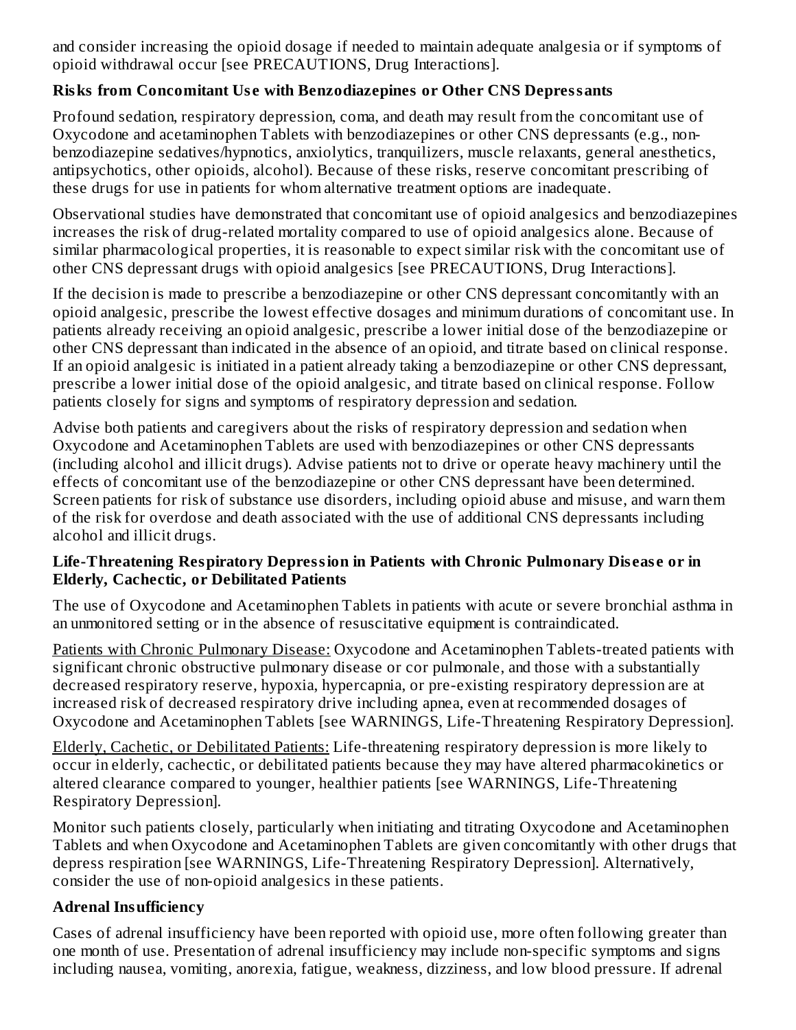and consider increasing the opioid dosage if needed to maintain adequate analgesia or if symptoms of opioid withdrawal occur [see PRECAUTIONS, Drug Interactions].

**Risks from Concomitant Use with Benzodiazepines or Other CNS Depressants**

Profound sedation, respiratory depression, coma, and death may result from the concomitant use of Oxycodone and acetaminophen Tablets with benzodiazepines or other CNS depressants (e.g., non-benzodiazepine sedatives/hypnotics, anxiolytics, tranquilizers, muscle relaxants, general anesthetics, antipsychotics, other opioids, alcohol). Because of these risks, reserve concomitant prescribing of these drugs for use in patients for whom alternative treatment options are inadequate.

Observational studies have demonstrated that concomitant use of opioid analgesics and benzodiazepines increases the risk of drug-related mortality compared to use of opioid analgesics alone. Because of similar pharmacological properties, it is reasonable to expect similar risk with the concomitant use of other CNS depressant drugs with opioid analgesics [see PRECAUTIONS, Drug Interactions].

If the decision is made to prescribe a benzodiazepine or other CNS depressant concomitantly with an opioid analgesic, prescribe the lowest effective dosages and minimum durations of concomitant use. In patients already receiving an opioid analgesic, prescribe a lower initial dose of the benzodiazepine or other CNS depressant than indicated in the absence of an opioid, and titrate based on clinical response. If an opioid analgesic is initiated in a patient already taking a benzodiazepine or other CNS depressant, prescribe a lower initial dose of the opioid analgesic, and titrate based on clinical response. Follow patients closely for signs and symptoms of respiratory depression and sedation.

Advise both patients and caregivers about the risks of respiratory depression and sedation when Oxycodone and Acetaminophen Tablets are used with benzodiazepines or other CNS depressants (including alcohol and illicit drugs). Advise patients not to drive or operate heavy machinery until the effects of concomitant use of the benzodiazepine or other CNS depressant have been determined. Screen patients for risk of substance use disorders, including opioid abuse and misuse, and warn them of the risk for overdose and death associated with the use of additional CNS depressants including alcohol and illicit drugs.

**Life-Threatening Respiratory Depression in Patients with Chronic Pulmonary Disease or in Elderly, Cachectic, or Debilitated Patients**

The use of Oxycodone and Acetaminophen Tablets in patients with acute or severe bronchial asthma in an unmonitored setting or in the absence of resuscitative equipment is contraindicated.

Patients with Chronic Pulmonary Disease: Oxycodone and Acetaminophen Tablets-treated patients with significant chronic obstructive pulmonary disease or cor pulmonale, and those with a substantially decreased respiratory reserve, hypoxia, hypercapnia, or pre-existing respiratory depression are at increased risk of decreased respiratory drive including apnea, even at recommended dosages of Oxycodone and Acetaminophen Tablets [see WARNINGS, Life-Threatening Respiratory Depression].

Elderly, Cachetic, or Debilitated Patients: Life-threatening respiratory depression is more likely to occur in elderly, cachectic, or debilitated patients because they may have altered pharmacokinetics or altered clearance compared to younger, healthier patients [see WARNINGS, Life-Threatening Respiratory Depression].

Monitor such patients closely, particularly when initiating and titrating Oxycodone and Acetaminophen Tablets and when Oxycodone and Acetaminophen Tablets are given concomitantly with other drugs that depress respiration [see WARNINGS, Life-Threatening Respiratory Depression]. Alternatively, consider the use of non-opioid analgesics in these patients.

**Adrenal Insufficiency**

Cases of adrenal insufficiency have been reported with opioid use, more often following greater than one month of use. Presentation of adrenal insufficiency may include non-specific symptoms and signs including nausea, vomiting, anorexia, fatigue, weakness, dizziness, and low blood pressure. If adrenal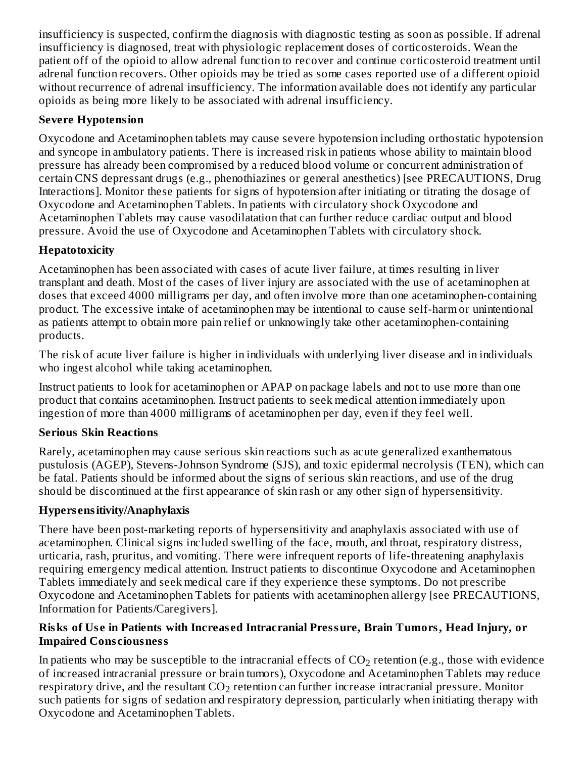insufficiency is suspected, confirm the diagnosis with diagnostic testing as soon as possible. If adrenal insufficiency is diagnosed, treat with physiologic replacement doses of corticosteroids. Wean the patient off of the opioid to allow adrenal function to recover and continue corticosteroid treatment until adrenal function recovers. Other opioids may be tried as some cases reported use of a different opioid without recurrence of adrenal insufficiency. The information available does not identify any particular opioids as being more likely to be associated with adrenal insufficiency.

**Severe Hypotension**

Oxycodone and Acetaminophen tablets may cause severe hypotension including orthostatic hypotension and syncope in ambulatory patients. There is increased risk in patients whose ability to maintain blood pressure has already been compromised by a reduced blood volume or concurrent administration of certain CNS depressant drugs (e.g., phenothiazines or general anesthetics) [see PRECAUTIONS, Drug Interactions]. Monitor these patients for signs of hypotension after initiating or titrating the dosage of Oxycodone and Acetaminophen Tablets. In patients with circulatory shock Oxycodone and Acetaminophen Tablets may cause vasodilatation that can further reduce cardiac output and blood pressure. Avoid the use of Oxycodone and Acetaminophen Tablets with circulatory shock.

**Hepatotoxicity**

Acetaminophen has been associated with cases of acute liver failure, at times resulting in liver transplant and death. Most of the cases of liver injury are associated with the use of acetaminophen at doses that exceed 4000 milligrams per day, and often involve more than one acetaminophen-containing product. The excessive intake of acetaminophen may be intentional to cause self-harm or unintentional as patients attempt to obtain more pain relief or unknowingly take other acetaminophen-containing products.

The risk of acute liver failure is higher in individuals with underlying liver disease and in individuals who ingest alcohol while taking acetaminophen.

Instruct patients to look for acetaminophen or APAP on package labels and not to use more than one product that contains acetaminophen. Instruct patients to seek medical attention immediately upon ingestion of more than 4000 milligrams of acetaminophen per day, even if they feel well.

**Serious Skin Reactions**

Rarely, acetaminophen may cause serious skin reactions such as acute generalized exanthematous pustulosis (AGEP), Stevens-Johnson Syndrome (SJS), and toxic epidermal necrolysis (TEN), which can be fatal. Patients should be informed about the signs of serious skin reactions, and use of the drug should be discontinued at the first appearance of skin rash or any other sign of hypersensitivity.

**Hypersensitivity/Anaphylaxis**

There have been post-marketing reports of hypersensitivity and anaphylaxis associated with use of acetaminophen. Clinical signs included swelling of the face, mouth, and throat, respiratory distress, urticaria, rash, pruritus, and vomiting. There were infrequent reports of life-threatening anaphylaxis requiring emergency medical attention. Instruct patients to discontinue Oxycodone and Acetaminophen Tablets immediately and seek medical care if they experience these symptoms. Do not prescribe Oxycodone and Acetaminophen Tablets for patients with acetaminophen allergy [see PRECAUTIONS, Information for Patients/Caregivers].

**Risks of Use in Patients with Increased Intracranial Pressure, Brain Tumors, Head Injury, or Impaired Consciousness**

In patients who may be susceptible to the intracranial effects of $CO_2$ retention (e.g., those with evidence of increased intracranial pressure or brain tumors), Oxycodone and Acetaminophen Tablets may reduce respiratory drive, and the resultant $CO_2$ retention can further increase intracranial pressure. Monitor such patients for signs of sedation and respiratory depression, particularly when initiating therapy with Oxycodone and Acetaminophen Tablets.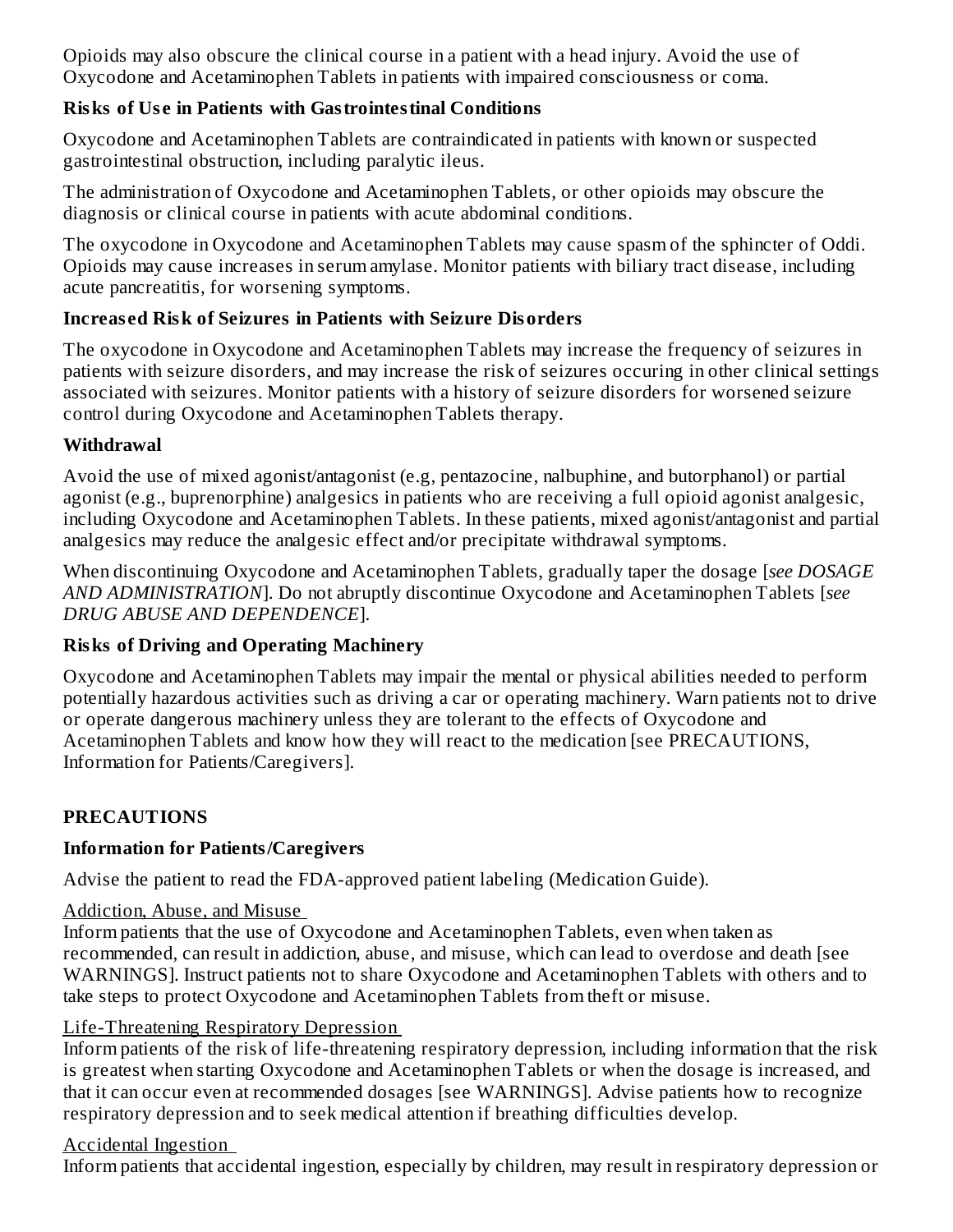Opioids may also obscure the clinical course in a patient with a head injury. Avoid the use of Oxycodone and Acetaminophen Tablets in patients with impaired consciousness or coma.

**Risks of Use in Patients with Gastrointestinal Conditions**

Oxycodone and Acetaminophen Tablets are contraindicated in patients with known or suspected gastrointestinal obstruction, including paralytic ileus.

The administration of Oxycodone and Acetaminophen Tablets, or other opioids may obscure the diagnosis or clinical course in patients with acute abdominal conditions.

The oxycodone in Oxycodone and Acetaminophen Tablets may cause spasm of the sphincter of Oddi. Opioids may cause increases in serum amylase. Monitor patients with biliary tract disease, including acute pancreatitis, for worsening symptoms.

**Increased Risk of Seizures in Patients with Seizure Disorders**

The oxycodone in Oxycodone and Acetaminophen Tablets may increase the frequency of seizures in patients with seizure disorders, and may increase the risk of seizures occuring in other clinical settings associated with seizures. Monitor patients with a history of seizure disorders for worsened seizure control during Oxycodone and Acetaminophen Tablets therapy.

**Withdrawal**

Avoid the use of mixed agonist/antagonist (e.g, pentazocine, nalbuphine, and butorphanol) or partial agonist (e.g., buprenorphine) analgesics in patients who are receiving a full opioid agonist analgesic, including Oxycodone and Acetaminophen Tablets. In these patients, mixed agonist/antagonist and partial analgesics may reduce the analgesic effect and/or precipitate withdrawal symptoms.

When discontinuing Oxycodone and Acetaminophen Tablets, gradually taper the dosage [*see DOSAGE AND ADMINISTRATION*]. Do not abruptly discontinue Oxycodone and Acetaminophen Tablets [*see DRUG ABUSE AND DEPENDENCE*].

**Risks of Driving and Operating Machinery**

Oxycodone and Acetaminophen Tablets may impair the mental or physical abilities needed to perform potentially hazardous activities such as driving a car or operating machinery. Warn patients not to drive or operate dangerous machinery unless they are tolerant to the effects of Oxycodone and Acetaminophen Tablets and know how they will react to the medication [see PRECAUTIONS, Information for Patients/Caregivers].

## PRECAUTIONS

**Information for Patients/Caregivers**

Advise the patient to read the FDA-approved patient labeling (Medication Guide).

Addiction, Abuse, and Misuse

Inform patients that the use of Oxycodone and Acetaminophen Tablets, even when taken as recommended, can result in addiction, abuse, and misuse, which can lead to overdose and death [see WARNINGS]. Instruct patients not to share Oxycodone and Acetaminophen Tablets with others and to take steps to protect Oxycodone and Acetaminophen Tablets from theft or misuse.

Life-Threatening Respiratory Depression

Inform patients of the risk of life-threatening respiratory depression, including information that the risk is greatest when starting Oxycodone and Acetaminophen Tablets or when the dosage is increased, and that it can occur even at recommended dosages [see WARNINGS]. Advise patients how to recognize respiratory depression and to seek medical attention if breathing difficulties develop.

Accidental Ingestion

Inform patients that accidental ingestion, especially by children, may result in respiratory depression or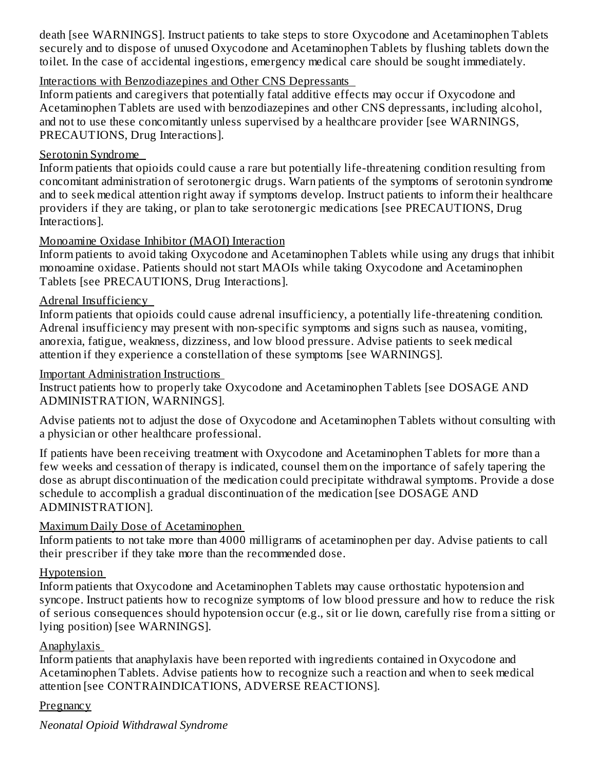death [see WARNINGS]. Instruct patients to take steps to store Oxycodone and Acetaminophen Tablets securely and to dispose of unused Oxycodone and Acetaminophen Tablets by flushing tablets down the toilet. In the case of accidental ingestions, emergency medical care should be sought immediately.

Interactions with Benzodiazepines and Other CNS Depressants

Inform patients and caregivers that potentially fatal additive effects may occur if Oxycodone and Acetaminophen Tablets are used with benzodiazepines and other CNS depressants, including alcohol, and not to use these concomitantly unless supervised by a healthcare provider [see WARNINGS, PRECAUTIONS, Drug Interactions].

Serotonin Syndrome

Inform patients that opioids could cause a rare but potentially life-threatening condition resulting from concomitant administration of serotonergic drugs. Warn patients of the symptoms of serotonin syndrome and to seek medical attention right away if symptoms develop. Instruct patients to inform their healthcare providers if they are taking, or plan to take serotonergic medications [see PRECAUTIONS, Drug Interactions].

Monoamine Oxidase Inhibitor (MAOI) Interaction

Inform patients to avoid taking Oxycodone and Acetaminophen Tablets while using any drugs that inhibit monoamine oxidase. Patients should not start MAOIs while taking Oxycodone and Acetaminophen Tablets [see PRECAUTIONS, Drug Interactions].

Adrenal Insufficiency

Inform patients that opioids could cause adrenal insufficiency, a potentially life-threatening condition. Adrenal insufficiency may present with non-specific symptoms and signs such as nausea, vomiting, anorexia, fatigue, weakness, dizziness, and low blood pressure. Advise patients to seek medical attention if they experience a constellation of these symptoms [see WARNINGS].

Important Administration Instructions

Instruct patients how to properly take Oxycodone and Acetaminophen Tablets [see DOSAGE AND ADMINISTRATION, WARNINGS].

Advise patients not to adjust the dose of Oxycodone and Acetaminophen Tablets without consulting with a physician or other healthcare professional.

If patients have been receiving treatment with Oxycodone and Acetaminophen Tablets for more than a few weeks and cessation of therapy is indicated, counsel them on the importance of safely tapering the dose as abrupt discontinuation of the medication could precipitate withdrawal symptoms. Provide a dose schedule to accomplish a gradual discontinuation of the medication [see DOSAGE AND ADMINISTRATION].

Maximum Daily Dose of Acetaminophen

Inform patients to not take more than 4000 milligrams of acetaminophen per day. Advise patients to call their prescriber if they take more than the recommended dose.

Hypotension

Inform patients that Oxycodone and Acetaminophen Tablets may cause orthostatic hypotension and syncope. Instruct patients how to recognize symptoms of low blood pressure and how to reduce the risk of serious consequences should hypotension occur (e.g., sit or lie down, carefully rise from a sitting or lying position) [see WARNINGS].

Anaphylaxis

Inform patients that anaphylaxis have been reported with ingredients contained in Oxycodone and Acetaminophen Tablets. Advise patients how to recognize such a reaction and when to seek medical attention [see CONTRAINDICATIONS, ADVERSE REACTIONS].

Pregnancy

*Neonatal Opioid Withdrawal Syndrome*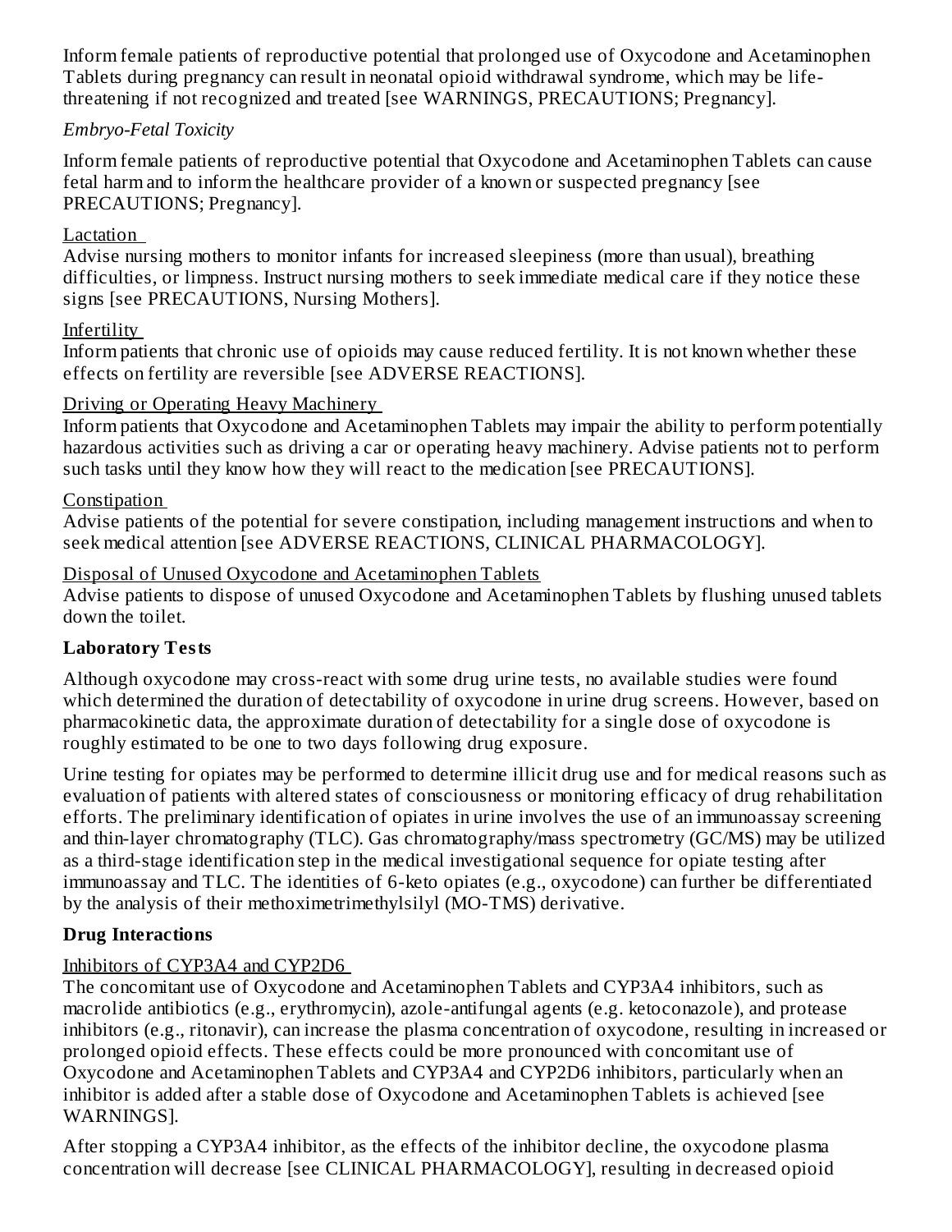Inform female patients of reproductive potential that prolonged use of Oxycodone and Acetaminophen Tablets during pregnancy can result in neonatal opioid withdrawal syndrome, which may be life-threatening if not recognized and treated [see WARNINGS, PRECAUTIONS; Pregnancy].

*Embryo-Fetal Toxicity*

Inform female patients of reproductive potential that Oxycodone and Acetaminophen Tablets can cause fetal harm and to inform the healthcare provider of a known or suspected pregnancy [see PRECAUTIONS; Pregnancy].

Lactation

Advise nursing mothers to monitor infants for increased sleepiness (more than usual), breathing difficulties, or limpness. Instruct nursing mothers to seek immediate medical care if they notice these signs [see PRECAUTIONS, Nursing Mothers].

Infertility

Inform patients that chronic use of opioids may cause reduced fertility. It is not known whether these effects on fertility are reversible [see ADVERSE REACTIONS].

Driving or Operating Heavy Machinery

Inform patients that Oxycodone and Acetaminophen Tablets may impair the ability to perform potentially hazardous activities such as driving a car or operating heavy machinery. Advise patients not to perform such tasks until they know how they will react to the medication [see PRECAUTIONS].

Constipation

Advise patients of the potential for severe constipation, including management instructions and when to seek medical attention [see ADVERSE REACTIONS, CLINICAL PHARMACOLOGY].

Disposal of Unused Oxycodone and Acetaminophen Tablets

Advise patients to dispose of unused Oxycodone and Acetaminophen Tablets by flushing unused tablets down the toilet.

**Laboratory Tests**

Although oxycodone may cross-react with some drug urine tests, no available studies were found which determined the duration of detectability of oxycodone in urine drug screens. However, based on pharmacokinetic data, the approximate duration of detectability for a single dose of oxycodone is roughly estimated to be one to two days following drug exposure.

Urine testing for opiates may be performed to determine illicit drug use and for medical reasons such as evaluation of patients with altered states of consciousness or monitoring efficacy of drug rehabilitation efforts. The preliminary identification of opiates in urine involves the use of an immunoassay screening and thin-layer chromatography (TLC). Gas chromatography/mass spectrometry (GC/MS) may be utilized as a third-stage identification step in the medical investigational sequence for opiate testing after immunoassay and TLC. The identities of 6-keto opiates (e.g., oxycodone) can further be differentiated by the analysis of their methoximetrimethylsilyl (MO-TMS) derivative.

**Drug Interactions**

Inhibitors of CYP3A4 and CYP2D6

The concomitant use of Oxycodone and Acetaminophen Tablets and CYP3A4 inhibitors, such as macrolide antibiotics (e.g., erythromycin), azole-antifungal agents (e.g. ketoconazole), and protease inhibitors (e.g., ritonavir), can increase the plasma concentration of oxycodone, resulting in increased or prolonged opioid effects. These effects could be more pronounced with concomitant use of Oxycodone and Acetaminophen Tablets and CYP3A4 and CYP2D6 inhibitors, particularly when an inhibitor is added after a stable dose of Oxycodone and Acetaminophen Tablets is achieved [see WARNINGS].

After stopping a CYP3A4 inhibitor, as the effects of the inhibitor decline, the oxycodone plasma concentration will decrease [see CLINICAL PHARMACOLOGY], resulting in decreased opioid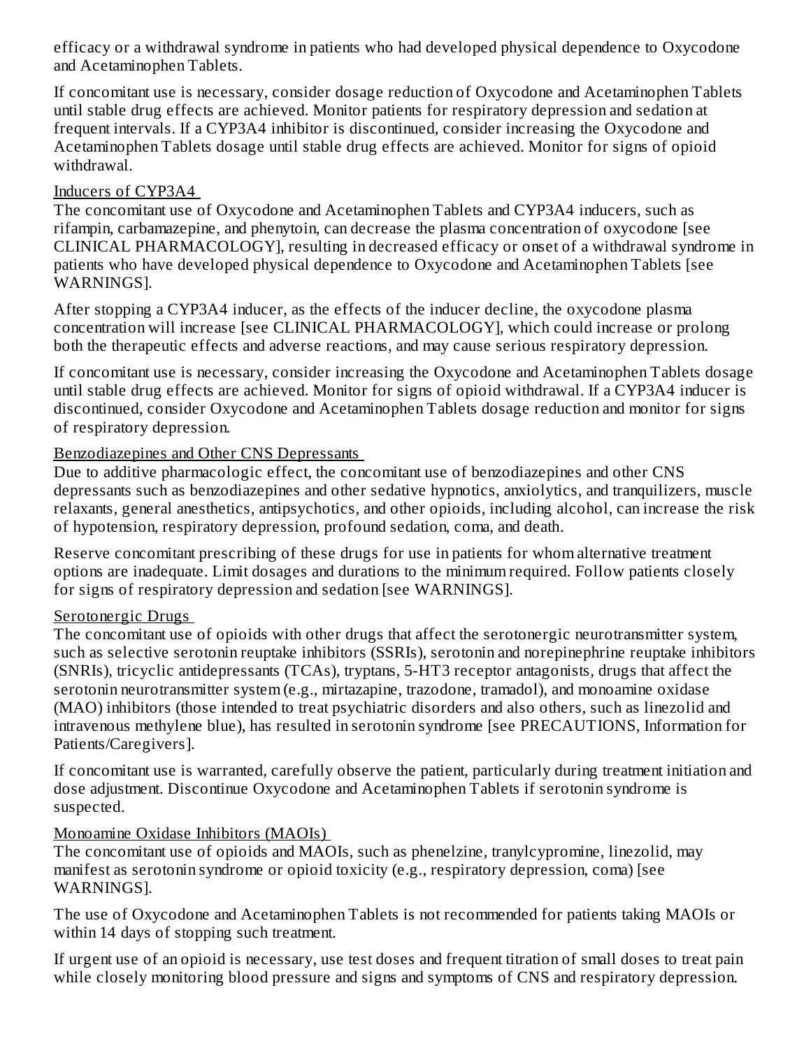efficacy or a withdrawal syndrome in patients who had developed physical dependence to Oxycodone and Acetaminophen Tablets.

If concomitant use is necessary, consider dosage reduction of Oxycodone and Acetaminophen Tablets until stable drug effects are achieved. Monitor patients for respiratory depression and sedation at frequent intervals. If a CYP3A4 inhibitor is discontinued, consider increasing the Oxycodone and Acetaminophen Tablets dosage until stable drug effects are achieved. Monitor for signs of opioid withdrawal.

Inducers of CYP3A4

The concomitant use of Oxycodone and Acetaminophen Tablets and CYP3A4 inducers, such as rifampin, carbamazepine, and phenytoin, can decrease the plasma concentration of oxycodone [see CLINICAL PHARMACOLOGY], resulting in decreased efficacy or onset of a withdrawal syndrome in patients who have developed physical dependence to Oxycodone and Acetaminophen Tablets [see WARNINGS].

After stopping a CYP3A4 inducer, as the effects of the inducer decline, the oxycodone plasma concentration will increase [see CLINICAL PHARMACOLOGY], which could increase or prolong both the therapeutic effects and adverse reactions, and may cause serious respiratory depression.

If concomitant use is necessary, consider increasing the Oxycodone and Acetaminophen Tablets dosage until stable drug effects are achieved. Monitor for signs of opioid withdrawal. If a CYP3A4 inducer is discontinued, consider Oxycodone and Acetaminophen Tablets dosage reduction and monitor for signs of respiratory depression.

Benzodiazepines and Other CNS Depressants

Due to additive pharmacologic effect, the concomitant use of benzodiazepines and other CNS depressants such as benzodiazepines and other sedative hypnotics, anxiolytics, and tranquilizers, muscle relaxants, general anesthetics, antipsychotics, and other opioids, including alcohol, can increase the risk of hypotension, respiratory depression, profound sedation, coma, and death.

Reserve concomitant prescribing of these drugs for use in patients for whom alternative treatment options are inadequate. Limit dosages and durations to the minimum required. Follow patients closely for signs of respiratory depression and sedation [see WARNINGS].

Serotonergic Drugs

The concomitant use of opioids with other drugs that affect the serotonergic neurotransmitter system, such as selective serotonin reuptake inhibitors (SSRIs), serotonin and norepinephrine reuptake inhibitors (SNRIs), tricyclic antidepressants (TCAs), tryptans, 5-HT3 receptor antagonists, drugs that affect the serotonin neurotransmitter system (e.g., mirtazapine, trazodone, tramadol), and monoamine oxidase (MAO) inhibitors (those intended to treat psychiatric disorders and also others, such as linezolid and intravenous methylene blue), has resulted in serotonin syndrome [see PRECAUTIONS, Information for Patients/Caregivers].

If concomitant use is warranted, carefully observe the patient, particularly during treatment initiation and dose adjustment. Discontinue Oxycodone and Acetaminophen Tablets if serotonin syndrome is suspected.

Monoamine Oxidase Inhibitors (MAOIs)

The concomitant use of opioids and MAOIs, such as phenelzine, tranylcypromine, linezolid, may manifest as serotonin syndrome or opioid toxicity (e.g., respiratory depression, coma) [see WARNINGS].

The use of Oxycodone and Acetaminophen Tablets is not recommended for patients taking MAOIs or within 14 days of stopping such treatment.

If urgent use of an opioid is necessary, use test doses and frequent titration of small doses to treat pain while closely monitoring blood pressure and signs and symptoms of CNS and respiratory depression.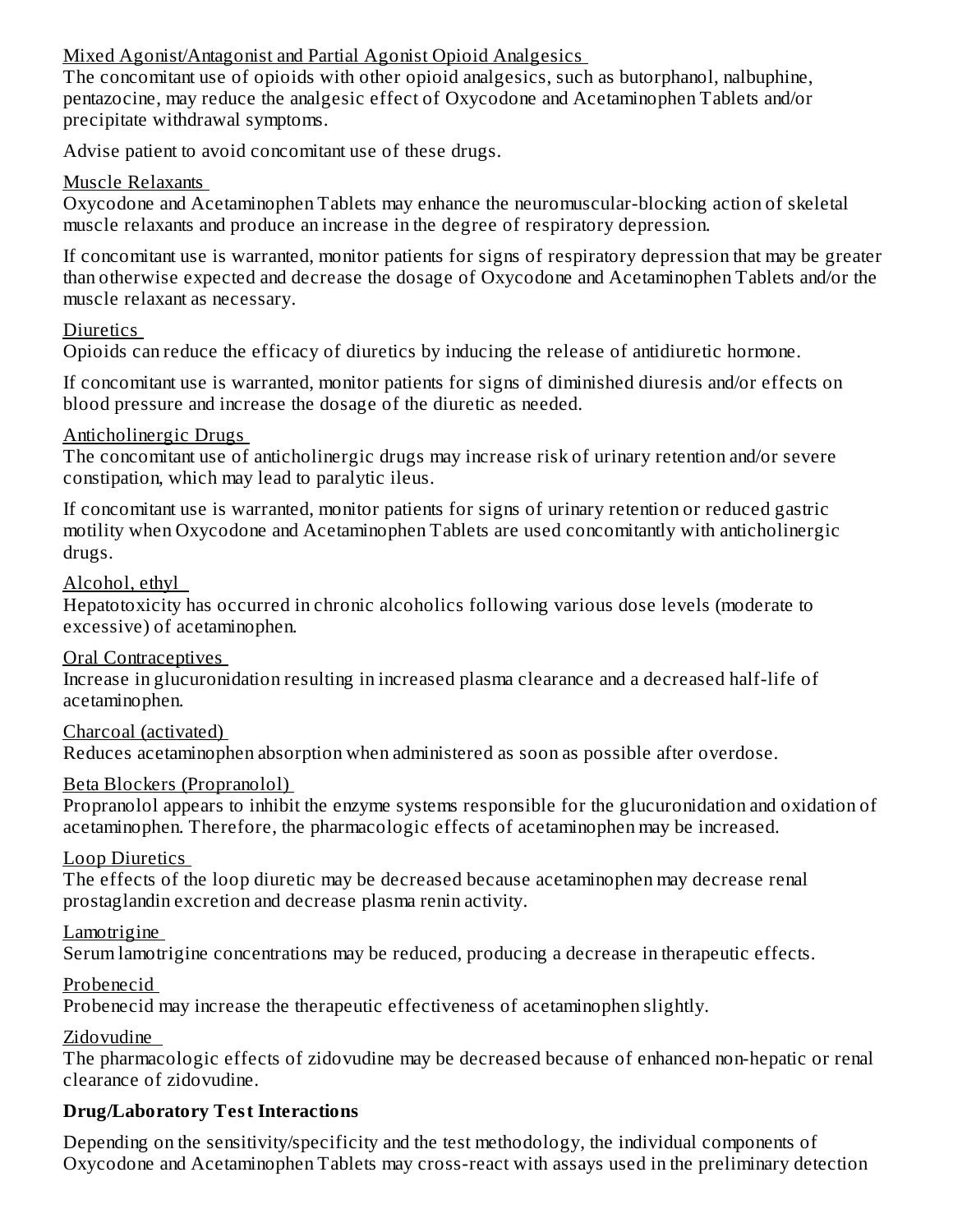Mixed Agonist/Antagonist and Partial Agonist Opioid Analgesics

The concomitant use of opioids with other opioid analgesics, such as butorphanol, nalbuphine, pentazocine, may reduce the analgesic effect of Oxycodone and Acetaminophen Tablets and/or precipitate withdrawal symptoms.

Advise patient to avoid concomitant use of these drugs.

Muscle Relaxants

Oxycodone and Acetaminophen Tablets may enhance the neuromuscular-blocking action of skeletal muscle relaxants and produce an increase in the degree of respiratory depression.

If concomitant use is warranted, monitor patients for signs of respiratory depression that may be greater than otherwise expected and decrease the dosage of Oxycodone and Acetaminophen Tablets and/or the muscle relaxant as necessary.

Diuretics

Opioids can reduce the efficacy of diuretics by inducing the release of antidiuretic hormone.

If concomitant use is warranted, monitor patients for signs of diminished diuresis and/or effects on blood pressure and increase the dosage of the diuretic as needed.

Anticholinergic Drugs

The concomitant use of anticholinergic drugs may increase risk of urinary retention and/or severe constipation, which may lead to paralytic ileus.

If concomitant use is warranted, monitor patients for signs of urinary retention or reduced gastric motility when Oxycodone and Acetaminophen Tablets are used concomitantly with anticholinergic drugs.

Alcohol, ethyl

Hepatotoxicity has occurred in chronic alcoholics following various dose levels (moderate to excessive) of acetaminophen.

Oral Contraceptives

Increase in glucuronidation resulting in increased plasma clearance and a decreased half-life of acetaminophen.

Charcoal (activated)

Reduces acetaminophen absorption when administered as soon as possible after overdose.

Beta Blockers (Propranolol)

Propranolol appears to inhibit the enzyme systems responsible for the glucuronidation and oxidation of acetaminophen. Therefore, the pharmacologic effects of acetaminophen may be increased.

Loop Diuretics

The effects of the loop diuretic may be decreased because acetaminophen may decrease renal prostaglandin excretion and decrease plasma renin activity.

Lamotrigine

Serum lamotrigine concentrations may be reduced, producing a decrease in therapeutic effects.

Probenecid

Probenecid may increase the therapeutic effectiveness of acetaminophen slightly.

Zidovudine

The pharmacologic effects of zidovudine may be decreased because of enhanced non-hepatic or renal clearance of zidovudine.

**Drug/Laboratory Test Interactions**

Depending on the sensitivity/specificity and the test methodology, the individual components of Oxycodone and Acetaminophen Tablets may cross-react with assays used in the preliminary detection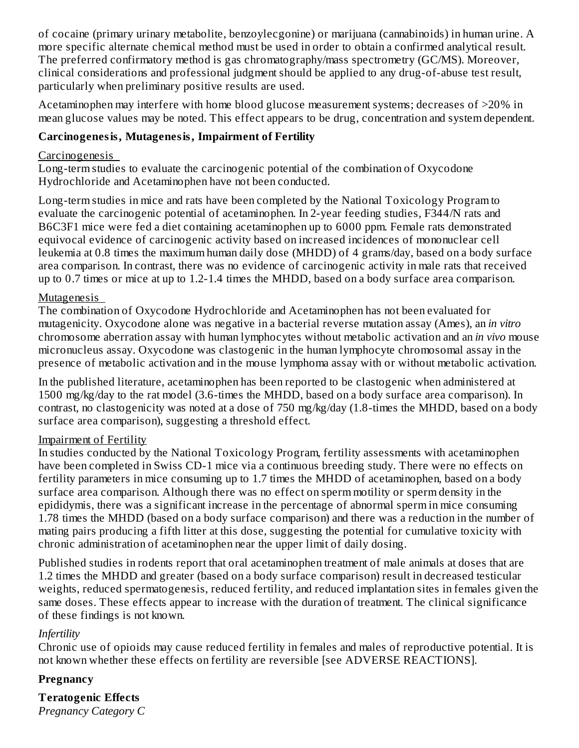of cocaine (primary urinary metabolite, benzoylecgonine) or marijuana (cannabinoids) in human urine. A more specific alternate chemical method must be used in order to obtain a confirmed analytical result. The preferred confirmatory method is gas chromatography/mass spectrometry (GC/MS). Moreover, clinical considerations and professional judgment should be applied to any drug-of-abuse test result, particularly when preliminary positive results are used.

Acetaminophen may interfere with home blood glucose measurement systems; decreases of >20% in mean glucose values may be noted. This effect appears to be drug, concentration and system dependent.

**Carcinogenesis, Mutagenesis, Impairment of Fertility**

Carcinogenesis

Long-term studies to evaluate the carcinogenic potential of the combination of Oxycodone Hydrochloride and Acetaminophen have not been conducted.

Long-term studies in mice and rats have been completed by the National Toxicology Program to evaluate the carcinogenic potential of acetaminophen. In 2-year feeding studies, F344/N rats and B6C3F1 mice were fed a diet containing acetaminophen up to 6000 ppm. Female rats demonstrated equivocal evidence of carcinogenic activity based on increased incidences of mononuclear cell leukemia at 0.8 times the maximum human daily dose (MHDD) of 4 grams/day, based on a body surface area comparison. In contrast, there was no evidence of carcinogenic activity in male rats that received up to 0.7 times or mice at up to 1.2-1.4 times the MHDD, based on a body surface area comparison.

Mutagenesis

The combination of Oxycodone Hydrochloride and Acetaminophen has not been evaluated for mutagenicity. Oxycodone alone was negative in a bacterial reverse mutation assay (Ames), an *in vitro* chromosome aberration assay with human lymphocytes without metabolic activation and an *in vivo* mouse micronucleus assay. Oxycodone was clastogenic in the human lymphocyte chromosomal assay in the presence of metabolic activation and in the mouse lymphoma assay with or without metabolic activation.

In the published literature, acetaminophen has been reported to be clastogenic when administered at 1500 mg/kg/day to the rat model (3.6-times the MHDD, based on a body surface area comparison). In contrast, no clastogenicity was noted at a dose of 750 mg/kg/day (1.8-times the MHDD, based on a body surface area comparison), suggesting a threshold effect.

Impairment of Fertility

In studies conducted by the National Toxicology Program, fertility assessments with acetaminophen have been completed in Swiss CD-1 mice via a continuous breeding study. There were no effects on fertility parameters in mice consuming up to 1.7 times the MHDD of acetaminophen, based on a body surface area comparison. Although there was no effect on sperm motility or sperm density in the epididymis, there was a significant increase in the percentage of abnormal sperm in mice consuming 1.78 times the MHDD (based on a body surface comparison) and there was a reduction in the number of mating pairs producing a fifth litter at this dose, suggesting the potential for cumulative toxicity with chronic administration of acetaminophen near the upper limit of daily dosing.

Published studies in rodents report that oral acetaminophen treatment of male animals at doses that are 1.2 times the MHDD and greater (based on a body surface comparison) result in decreased testicular weights, reduced spermatogenesis, reduced fertility, and reduced implantation sites in females given the same doses. These effects appear to increase with the duration of treatment. The clinical significance of these findings is not known.

*Infertility*

Chronic use of opioids may cause reduced fertility in females and males of reproductive potential. It is not known whether these effects on fertility are reversible [see ADVERSE REACTIONS].

**Pregnancy**

**Teratogenic Effects**

*Pregnancy Category C*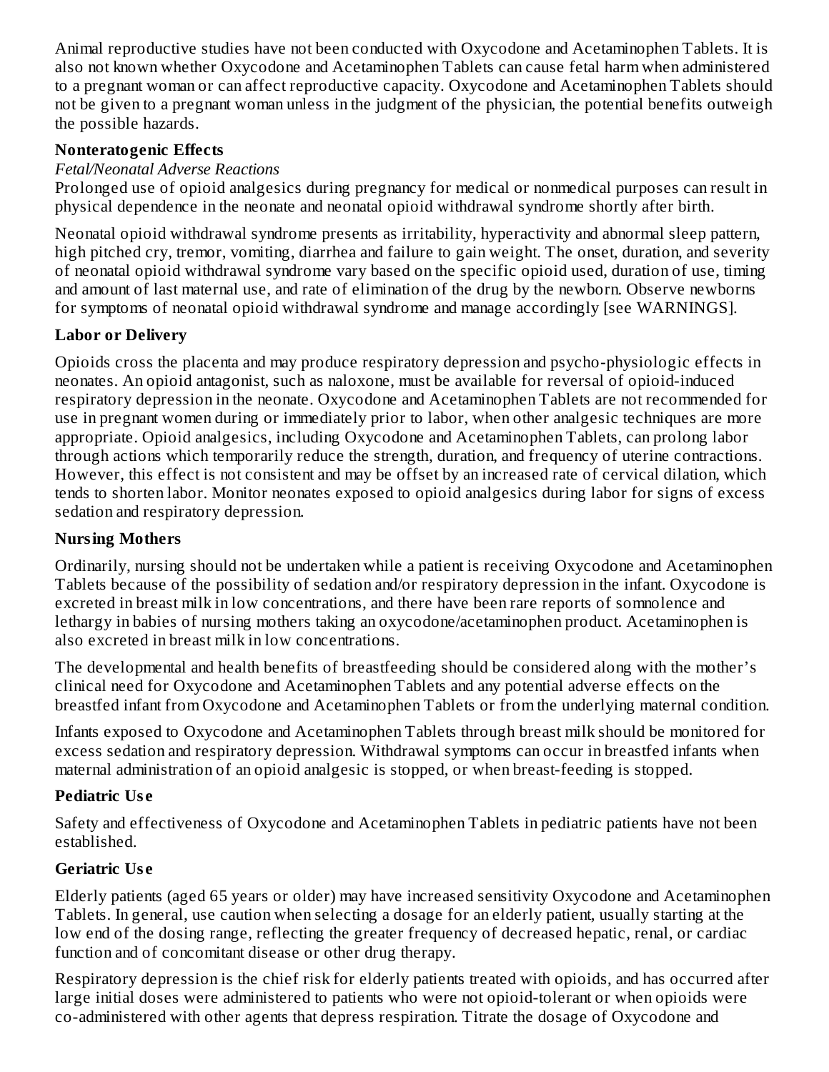Animal reproductive studies have not been conducted with Oxycodone and Acetaminophen Tablets. It is also not known whether Oxycodone and Acetaminophen Tablets can cause fetal harm when administered to a pregnant woman or can affect reproductive capacity. Oxycodone and Acetaminophen Tablets should not be given to a pregnant woman unless in the judgment of the physician, the potential benefits outweigh the possible hazards.

**Nonteratogenic Effects**

*Fetal/Neonatal Adverse Reactions*

Prolonged use of opioid analgesics during pregnancy for medical or nonmedical purposes can result in physical dependence in the neonate and neonatal opioid withdrawal syndrome shortly after birth.

Neonatal opioid withdrawal syndrome presents as irritability, hyperactivity and abnormal sleep pattern, high pitched cry, tremor, vomiting, diarrhea and failure to gain weight. The onset, duration, and severity of neonatal opioid withdrawal syndrome vary based on the specific opioid used, duration of use, timing and amount of last maternal use, and rate of elimination of the drug by the newborn. Observe newborns for symptoms of neonatal opioid withdrawal syndrome and manage accordingly [see WARNINGS].

**Labor or Delivery**

Opioids cross the placenta and may produce respiratory depression and psycho-physiologic effects in neonates. An opioid antagonist, such as naloxone, must be available for reversal of opioid-induced respiratory depression in the neonate. Oxycodone and Acetaminophen Tablets are not recommended for use in pregnant women during or immediately prior to labor, when other analgesic techniques are more appropriate. Opioid analgesics, including Oxycodone and Acetaminophen Tablets, can prolong labor through actions which temporarily reduce the strength, duration, and frequency of uterine contractions. However, this effect is not consistent and may be offset by an increased rate of cervical dilation, which tends to shorten labor. Monitor neonates exposed to opioid analgesics during labor for signs of excess sedation and respiratory depression.

**Nursing Mothers**

Ordinarily, nursing should not be undertaken while a patient is receiving Oxycodone and Acetaminophen Tablets because of the possibility of sedation and/or respiratory depression in the infant. Oxycodone is excreted in breast milk in low concentrations, and there have been rare reports of somnolence and lethargy in babies of nursing mothers taking an oxycodone/acetaminophen product. Acetaminophen is also excreted in breast milk in low concentrations.

The developmental and health benefits of breastfeeding should be considered along with the mother's clinical need for Oxycodone and Acetaminophen Tablets and any potential adverse effects on the breastfed infant from Oxycodone and Acetaminophen Tablets or from the underlying maternal condition.

Infants exposed to Oxycodone and Acetaminophen Tablets through breast milk should be monitored for excess sedation and respiratory depression. Withdrawal symptoms can occur in breastfed infants when maternal administration of an opioid analgesic is stopped, or when breast-feeding is stopped.

**Pediatric Use**

Safety and effectiveness of Oxycodone and Acetaminophen Tablets in pediatric patients have not been established.

**Geriatric Use**

Elderly patients (aged 65 years or older) may have increased sensitivity Oxycodone and Acetaminophen Tablets. In general, use caution when selecting a dosage for an elderly patient, usually starting at the low end of the dosing range, reflecting the greater frequency of decreased hepatic, renal, or cardiac function and of concomitant disease or other drug therapy.

Respiratory depression is the chief risk for elderly patients treated with opioids, and has occurred after large initial doses were administered to patients who were not opioid-tolerant or when opioids were co-administered with other agents that depress respiration. Titrate the dosage of Oxycodone and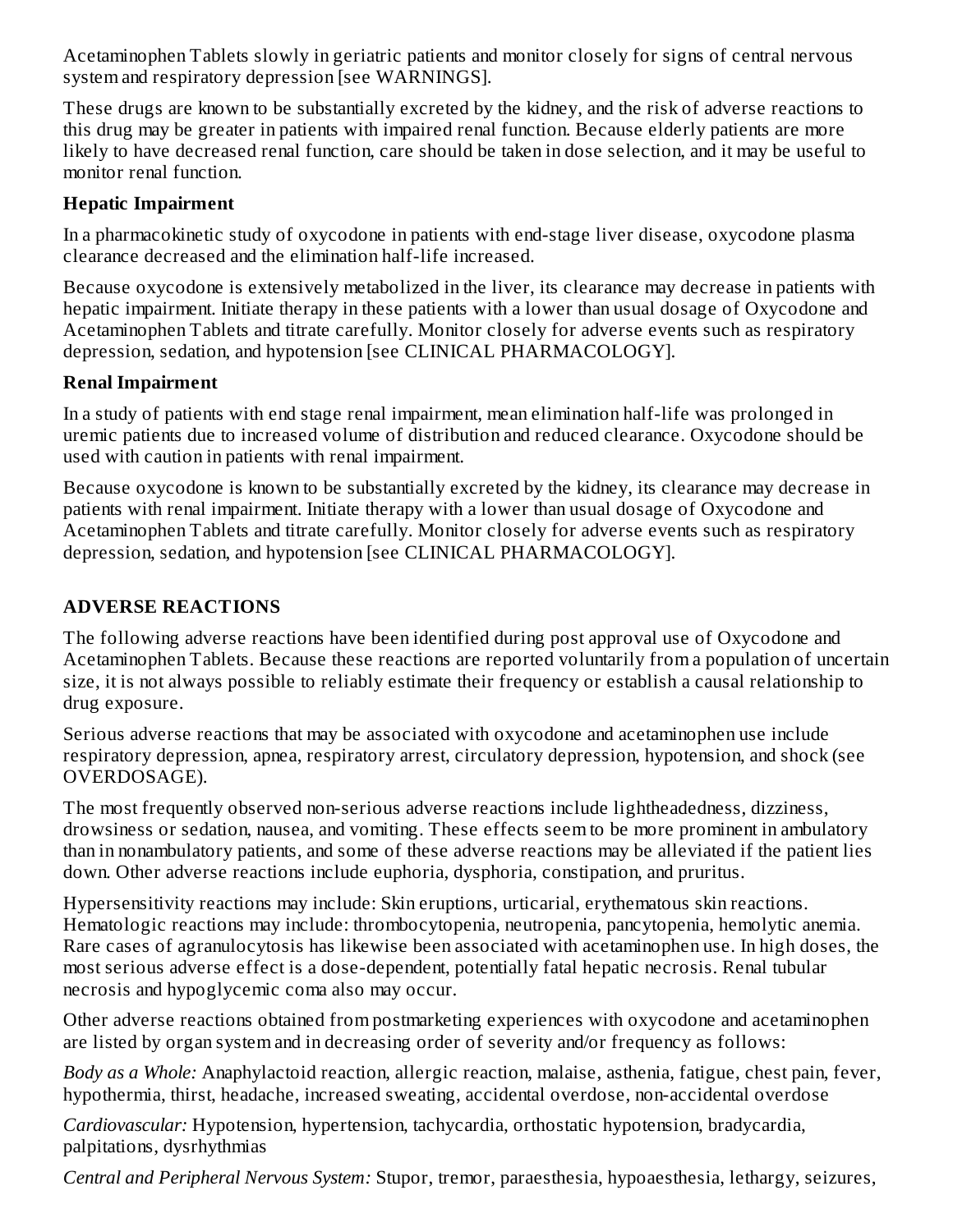Acetaminophen Tablets slowly in geriatric patients and monitor closely for signs of central nervous system and respiratory depression [see WARNINGS].

These drugs are known to be substantially excreted by the kidney, and the risk of adverse reactions to this drug may be greater in patients with impaired renal function. Because elderly patients are more likely to have decreased renal function, care should be taken in dose selection, and it may be useful to monitor renal function.

**Hepatic Impairment**

In a pharmacokinetic study of oxycodone in patients with end-stage liver disease, oxycodone plasma clearance decreased and the elimination half-life increased.

Because oxycodone is extensively metabolized in the liver, its clearance may decrease in patients with hepatic impairment. Initiate therapy in these patients with a lower than usual dosage of Oxycodone and Acetaminophen Tablets and titrate carefully. Monitor closely for adverse events such as respiratory depression, sedation, and hypotension [see CLINICAL PHARMACOLOGY].

**Renal Impairment**

In a study of patients with end stage renal impairment, mean elimination half-life was prolonged in uremic patients due to increased volume of distribution and reduced clearance. Oxycodone should be used with caution in patients with renal impairment.

Because oxycodone is known to be substantially excreted by the kidney, its clearance may decrease in patients with renal impairment. Initiate therapy with a lower than usual dosage of Oxycodone and Acetaminophen Tablets and titrate carefully. Monitor closely for adverse events such as respiratory depression, sedation, and hypotension [see CLINICAL PHARMACOLOGY].

## ADVERSE REACTIONS

The following adverse reactions have been identified during post approval use of Oxycodone and Acetaminophen Tablets. Because these reactions are reported voluntarily from a population of uncertain size, it is not always possible to reliably estimate their frequency or establish a causal relationship to drug exposure.

Serious adverse reactions that may be associated with oxycodone and acetaminophen use include respiratory depression, apnea, respiratory arrest, circulatory depression, hypotension, and shock (see OVERDOSAGE).

The most frequently observed non-serious adverse reactions include lightheadedness, dizziness, drowsiness or sedation, nausea, and vomiting. These effects seem to be more prominent in ambulatory than in nonambulatory patients, and some of these adverse reactions may be alleviated if the patient lies down. Other adverse reactions include euphoria, dysphoria, constipation, and pruritus.

Hypersensitivity reactions may include: Skin eruptions, urticarial, erythematous skin reactions. Hematologic reactions may include: thrombocytopenia, neutropenia, pancytopenia, hemolytic anemia. Rare cases of agranulocytosis has likewise been associated with acetaminophen use. In high doses, the most serious adverse effect is a dose-dependent, potentially fatal hepatic necrosis. Renal tubular necrosis and hypoglycemic coma also may occur.

Other adverse reactions obtained from postmarketing experiences with oxycodone and acetaminophen are listed by organ system and in decreasing order of severity and/or frequency as follows:

*Body as a Whole:* Anaphylactoid reaction, allergic reaction, malaise, asthenia, fatigue, chest pain, fever, hypothermia, thirst, headache, increased sweating, accidental overdose, non-accidental overdose

*Cardiovascular:* Hypotension, hypertension, tachycardia, orthostatic hypotension, bradycardia, palpitations, dysrhythmias

*Central and Peripheral Nervous System:* Stupor, tremor, paraesthesia, hypoaesthesia, lethargy, seizures,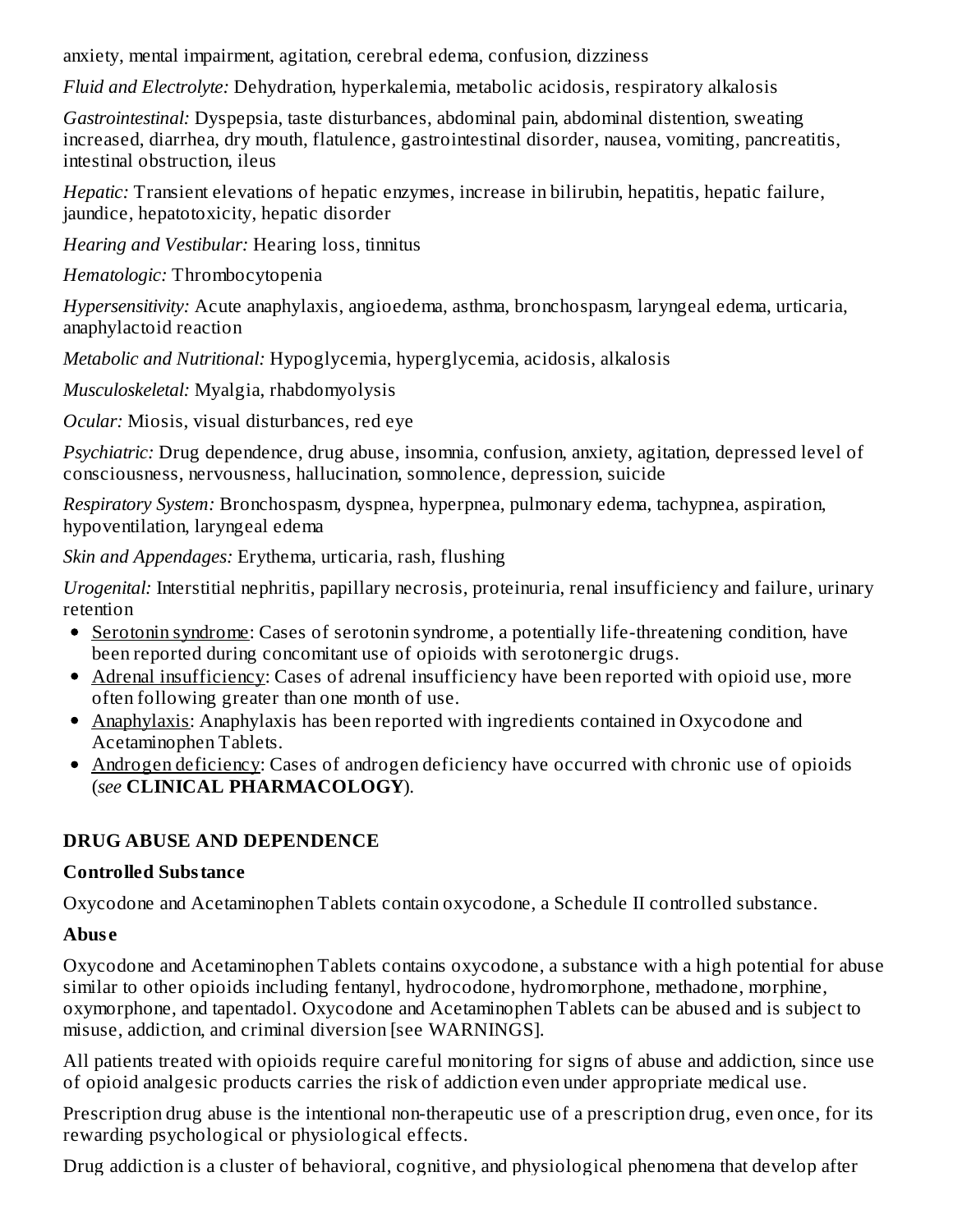anxiety, mental impairment, agitation, cerebral edema, confusion, dizziness

*Fluid and Electrolyte:* Dehydration, hyperkalemia, metabolic acidosis, respiratory alkalosis

*Gastrointestinal:* Dyspepsia, taste disturbances, abdominal pain, abdominal distention, sweating increased, diarrhea, dry mouth, flatulence, gastrointestinal disorder, nausea, vomiting, pancreatitis, intestinal obstruction, ileus

*Hepatic:* Transient elevations of hepatic enzymes, increase in bilirubin, hepatitis, hepatic failure, jaundice, hepatotoxicity, hepatic disorder

*Hearing and Vestibular:* Hearing loss, tinnitus

*Hematologic:* Thrombocytopenia

*Hypersensitivity:* Acute anaphylaxis, angioedema, asthma, bronchospasm, laryngeal edema, urticaria, anaphylactoid reaction

*Metabolic and Nutritional:* Hypoglycemia, hyperglycemia, acidosis, alkalosis

*Musculoskeletal:* Myalgia, rhabdomyolysis

*Ocular:* Miosis, visual disturbances, red eye

*Psychiatric:* Drug dependence, drug abuse, insomnia, confusion, anxiety, agitation, depressed level of consciousness, nervousness, hallucination, somnolence, depression, suicide

*Respiratory System:* Bronchospasm, dyspnea, hyperpnea, pulmonary edema, tachypnea, aspiration, hypoventilation, laryngeal edema

*Skin and Appendages:* Erythema, urticaria, rash, flushing

*Urogenital:* Interstitial nephritis, papillary necrosis, proteinuria, renal insufficiency and failure, urinary retention

- Serotonin syndrome: Cases of serotonin syndrome, a potentially life-threatening condition, have been reported during concomitant use of opioids with serotonergic drugs.
- Adrenal insufficiency: Cases of adrenal insufficiency have been reported with opioid use, more often following greater than one month of use.
- Anaphylaxis: Anaphylaxis has been reported with ingredients contained in Oxycodone and Acetaminophen Tablets.
- Androgen deficiency: Cases of androgen deficiency have occurred with chronic use of opioids (*see* **CLINICAL PHARMACOLOGY**).

## DRUG ABUSE AND DEPENDENCE

### Controlled Substance

Oxycodone and Acetaminophen Tablets contain oxycodone, a Schedule II controlled substance.

### Abuse

Oxycodone and Acetaminophen Tablets contains oxycodone, a substance with a high potential for abuse similar to other opioids including fentanyl, hydrocodone, hydromorphone, methadone, morphine, oxymorphone, and tapentadol. Oxycodone and Acetaminophen Tablets can be abused and is subject to misuse, addiction, and criminal diversion [see WARNINGS].

All patients treated with opioids require careful monitoring for signs of abuse and addiction, since use of opioid analgesic products carries the risk of addiction even under appropriate medical use.

Prescription drug abuse is the intentional non-therapeutic use of a prescription drug, even once, for its rewarding psychological or physiological effects.

Drug addiction is a cluster of behavioral, cognitive, and physiological phenomena that develop after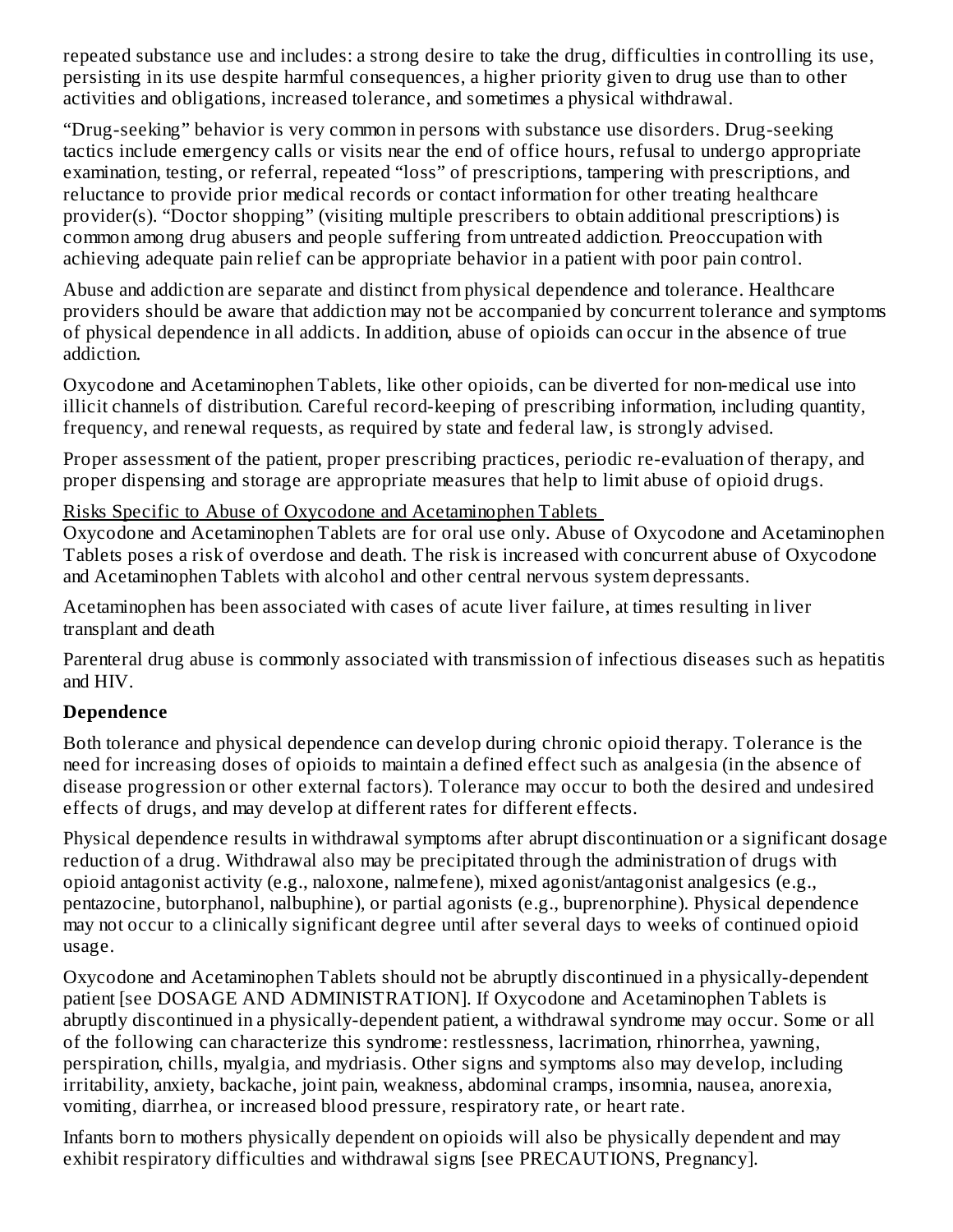repeated substance use and includes: a strong desire to take the drug, difficulties in controlling its use, persisting in its use despite harmful consequences, a higher priority given to drug use than to other activities and obligations, increased tolerance, and sometimes a physical withdrawal.

"Drug-seeking" behavior is very common in persons with substance use disorders. Drug-seeking tactics include emergency calls or visits near the end of office hours, refusal to undergo appropriate examination, testing, or referral, repeated "loss" of prescriptions, tampering with prescriptions, and reluctance to provide prior medical records or contact information for other treating healthcare provider(s). "Doctor shopping" (visiting multiple prescribers to obtain additional prescriptions) is common among drug abusers and people suffering from untreated addiction. Preoccupation with achieving adequate pain relief can be appropriate behavior in a patient with poor pain control.

Abuse and addiction are separate and distinct from physical dependence and tolerance. Healthcare providers should be aware that addiction may not be accompanied by concurrent tolerance and symptoms of physical dependence in all addicts. In addition, abuse of opioids can occur in the absence of true addiction.

Oxycodone and Acetaminophen Tablets, like other opioids, can be diverted for non-medical use into illicit channels of distribution. Careful record-keeping of prescribing information, including quantity, frequency, and renewal requests, as required by state and federal law, is strongly advised.

Proper assessment of the patient, proper prescribing practices, periodic re-evaluation of therapy, and proper dispensing and storage are appropriate measures that help to limit abuse of opioid drugs.

Risks Specific to Abuse of Oxycodone and Acetaminophen Tablets

Oxycodone and Acetaminophen Tablets are for oral use only. Abuse of Oxycodone and Acetaminophen Tablets poses a risk of overdose and death. The risk is increased with concurrent abuse of Oxycodone and Acetaminophen Tablets with alcohol and other central nervous system depressants.

Acetaminophen has been associated with cases of acute liver failure, at times resulting in liver transplant and death

Parenteral drug abuse is commonly associated with transmission of infectious diseases such as hepatitis and HIV.

**Dependence**

Both tolerance and physical dependence can develop during chronic opioid therapy. Tolerance is the need for increasing doses of opioids to maintain a defined effect such as analgesia (in the absence of disease progression or other external factors). Tolerance may occur to both the desired and undesired effects of drugs, and may develop at different rates for different effects.

Physical dependence results in withdrawal symptoms after abrupt discontinuation or a significant dosage reduction of a drug. Withdrawal also may be precipitated through the administration of drugs with opioid antagonist activity (e.g., naloxone, nalmefene), mixed agonist/antagonist analgesics (e.g., pentazocine, butorphanol, nalbuphine), or partial agonists (e.g., buprenorphine). Physical dependence may not occur to a clinically significant degree until after several days to weeks of continued opioid usage.

Oxycodone and Acetaminophen Tablets should not be abruptly discontinued in a physically-dependent patient [see DOSAGE AND ADMINISTRATION]. If Oxycodone and Acetaminophen Tablets is abruptly discontinued in a physically-dependent patient, a withdrawal syndrome may occur. Some or all of the following can characterize this syndrome: restlessness, lacrimation, rhinorrhea, yawning, perspiration, chills, myalgia, and mydriasis. Other signs and symptoms also may develop, including irritability, anxiety, backache, joint pain, weakness, abdominal cramps, insomnia, nausea, anorexia, vomiting, diarrhea, or increased blood pressure, respiratory rate, or heart rate.

Infants born to mothers physically dependent on opioids will also be physically dependent and may exhibit respiratory difficulties and withdrawal signs [see PRECAUTIONS, Pregnancy].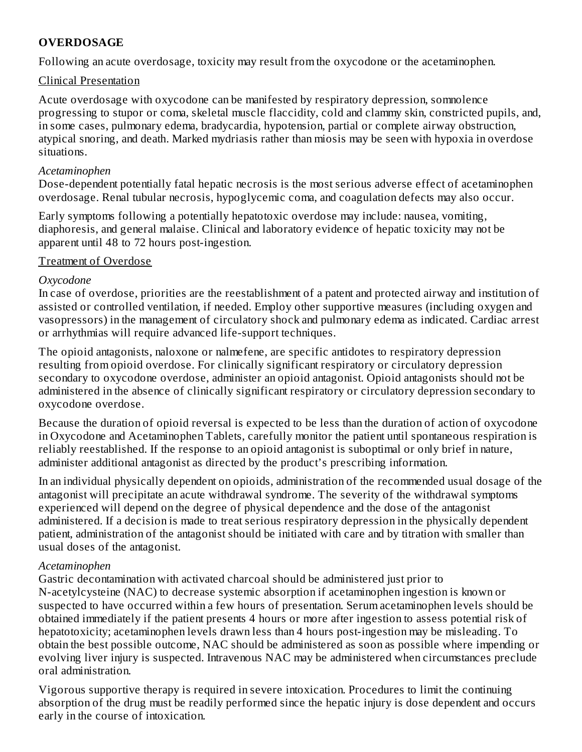## OVERDOSAGE

Following an acute overdosage, toxicity may result from the oxycodone or the acetaminophen.

### Clinical Presentation

Acute overdosage with oxycodone can be manifested by respiratory depression, somnolence progressing to stupor or coma, skeletal muscle flaccidity, cold and clammy skin, constricted pupils, and, in some cases, pulmonary edema, bradycardia, hypotension, partial or complete airway obstruction, atypical snoring, and death. Marked mydriasis rather than miosis may be seen with hypoxia in overdose situations.

*Acetaminophen*

Dose-dependent potentially fatal hepatic necrosis is the most serious adverse effect of acetaminophen overdosage. Renal tubular necrosis, hypoglycemic coma, and coagulation defects may also occur.

Early symptoms following a potentially hepatotoxic overdose may include: nausea, vomiting, diaphoresis, and general malaise. Clinical and laboratory evidence of hepatic toxicity may not be apparent until 48 to 72 hours post-ingestion.

### Treatment of Overdose

*Oxycodone*

In case of overdose, priorities are the reestablishment of a patent and protected airway and institution of assisted or controlled ventilation, if needed. Employ other supportive measures (including oxygen and vasopressors) in the management of circulatory shock and pulmonary edema as indicated. Cardiac arrest or arrhythmias will require advanced life-support techniques.

The opioid antagonists, naloxone or nalmefene, are specific antidotes to respiratory depression resulting from opioid overdose. For clinically significant respiratory or circulatory depression secondary to oxycodone overdose, administer an opioid antagonist. Opioid antagonists should not be administered in the absence of clinically significant respiratory or circulatory depression secondary to oxycodone overdose.

Because the duration of opioid reversal is expected to be less than the duration of action of oxycodone in Oxycodone and Acetaminophen Tablets, carefully monitor the patient until spontaneous respiration is reliably reestablished. If the response to an opioid antagonist is suboptimal or only brief in nature, administer additional antagonist as directed by the product's prescribing information.

In an individual physically dependent on opioids, administration of the recommended usual dosage of the antagonist will precipitate an acute withdrawal syndrome. The severity of the withdrawal symptoms experienced will depend on the degree of physical dependence and the dose of the antagonist administered. If a decision is made to treat serious respiratory depression in the physically dependent patient, administration of the antagonist should be initiated with care and by titration with smaller than usual doses of the antagonist.

*Acetaminophen*

Gastric decontamination with activated charcoal should be administered just prior to N-acetylcysteine (NAC) to decrease systemic absorption if acetaminophen ingestion is known or suspected to have occurred within a few hours of presentation. Serum acetaminophen levels should be obtained immediately if the patient presents 4 hours or more after ingestion to assess potential risk of hepatotoxicity; acetaminophen levels drawn less than 4 hours post-ingestion may be misleading. To obtain the best possible outcome, NAC should be administered as soon as possible where impending or evolving liver injury is suspected. Intravenous NAC may be administered when circumstances preclude oral administration.

Vigorous supportive therapy is required in severe intoxication. Procedures to limit the continuing absorption of the drug must be readily performed since the hepatic injury is dose dependent and occurs early in the course of intoxication.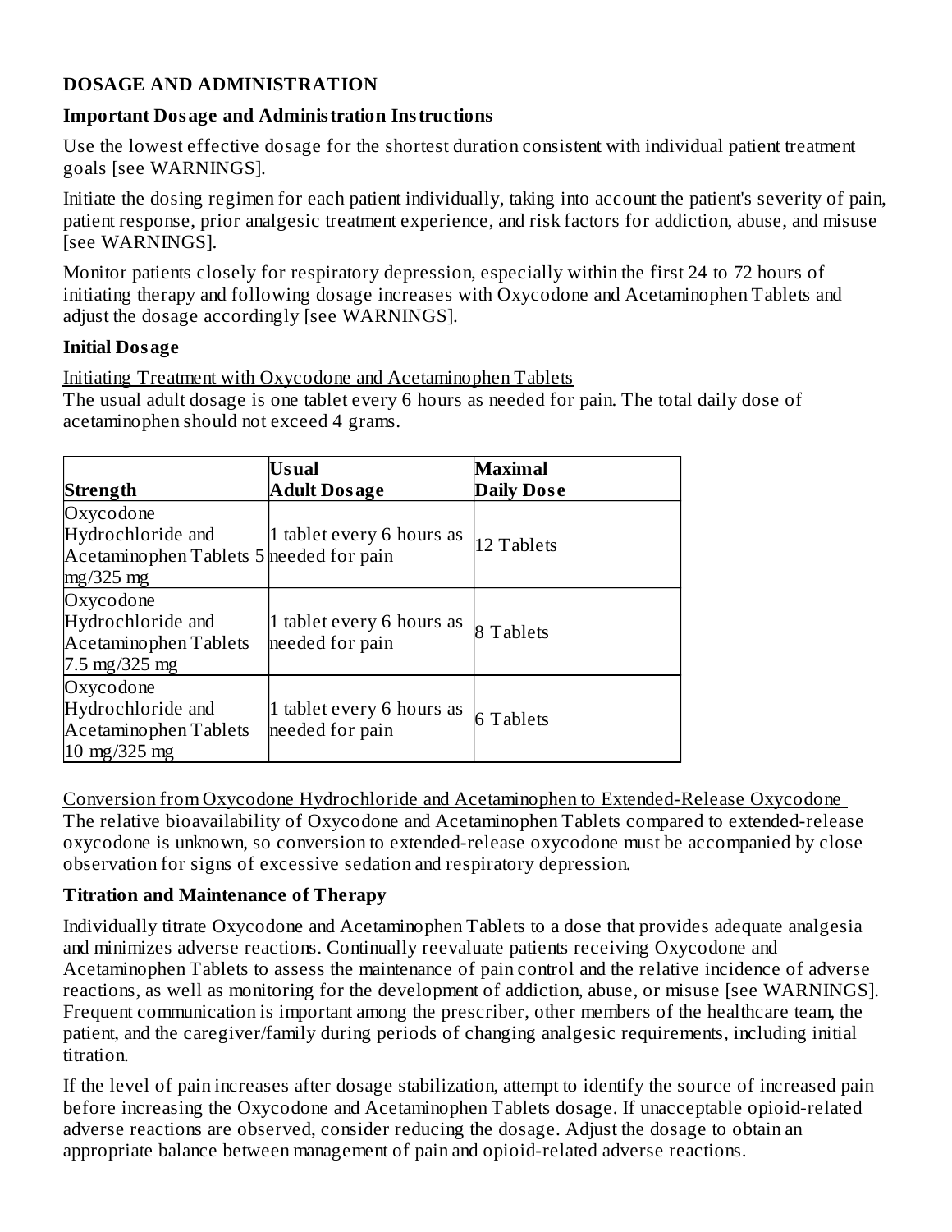## DOSAGE AND ADMINISTRATION

### Important Dosage and Administration Instructions

Use the lowest effective dosage for the shortest duration consistent with individual patient treatment goals [see WARNINGS].

Initiate the dosing regimen for each patient individually, taking into account the patient's severity of pain, patient response, prior analgesic treatment experience, and risk factors for addiction, abuse, and misuse [see WARNINGS].

Monitor patients closely for respiratory depression, especially within the first 24 to 72 hours of initiating therapy and following dosage increases with Oxycodone and Acetaminophen Tablets and adjust the dosage accordingly [see WARNINGS].

### Initial Dosage

Initiating Treatment with Oxycodone and Acetaminophen Tablets

The usual adult dosage is one tablet every 6 hours as needed for pain. The total daily dose of acetaminophen should not exceed 4 grams.

| Strength | Usual Adult Dosage | Maximal Daily Dose |
|---|---|---|
| Oxycodone Hydrochloride and Acetaminophen Tablets 5 mg/325 mg | 1 tablet every 6 hours as needed for pain | 12 Tablets |
| Oxycodone Hydrochloride and Acetaminophen Tablets 7.5 mg/325 mg | 1 tablet every 6 hours as needed for pain | 8 Tablets |
| Oxycodone Hydrochloride and Acetaminophen Tablets 10 mg/325 mg | 1 tablet every 6 hours as needed for pain | 6 Tablets |

Conversion from Oxycodone Hydrochloride and Acetaminophen to Extended-Release Oxycodone

The relative bioavailability of Oxycodone and Acetaminophen Tablets compared to extended-release oxycodone is unknown, so conversion to extended-release oxycodone must be accompanied by close observation for signs of excessive sedation and respiratory depression.

### Titration and Maintenance of Therapy

Individually titrate Oxycodone and Acetaminophen Tablets to a dose that provides adequate analgesia and minimizes adverse reactions. Continually reevaluate patients receiving Oxycodone and Acetaminophen Tablets to assess the maintenance of pain control and the relative incidence of adverse reactions, as well as monitoring for the development of addiction, abuse, or misuse [see WARNINGS]. Frequent communication is important among the prescriber, other members of the healthcare team, the patient, and the caregiver/family during periods of changing analgesic requirements, including initial titration.

If the level of pain increases after dosage stabilization, attempt to identify the source of increased pain before increasing the Oxycodone and Acetaminophen Tablets dosage. If unacceptable opioid-related adverse reactions are observed, consider reducing the dosage. Adjust the dosage to obtain an appropriate balance between management of pain and opioid-related adverse reactions.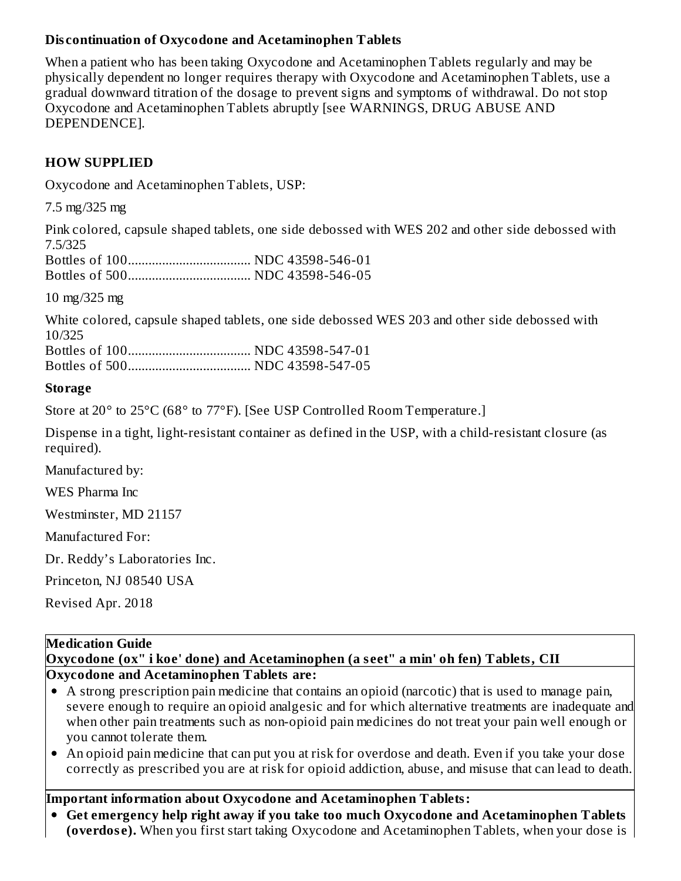**Discontinuation of Oxycodone and Acetaminophen Tablets**

When a patient who has been taking Oxycodone and Acetaminophen Tablets regularly and may be physically dependent no longer requires therapy with Oxycodone and Acetaminophen Tablets, use a gradual downward titration of the dosage to prevent signs and symptoms of withdrawal. Do not stop Oxycodone and Acetaminophen Tablets abruptly [see WARNINGS, DRUG ABUSE AND DEPENDENCE].

## HOW SUPPLIED

Oxycodone and Acetaminophen Tablets, USP:

7.5 mg/325 mg

Pink colored, capsule shaped tablets, one side debossed with WES 202 and other side debossed with 7.5/325
Bottles of 100.................................... NDC 43598-546-01
Bottles of 500.................................... NDC 43598-546-05

10 mg/325 mg

White colored, capsule shaped tablets, one side debossed WES 203 and other side debossed with 10/325
Bottles of 100.................................... NDC 43598-547-01
Bottles of 500.................................... NDC 43598-547-05

**Storage**

Store at 20° to 25°C (68° to 77°F). [See USP Controlled Room Temperature.]

Dispense in a tight, light-resistant container as defined in the USP, with a child-resistant closure (as required).

Manufactured by:

WES Pharma Inc

Westminster, MD 21157

Manufactured For:

Dr. Reddy's Laboratories Inc.

Princeton, NJ 08540 USA

Revised Apr. 2018

**Medication Guide**
**Oxycodone (ox" i koe' done) and Acetaminophen (a seet" a min' oh fen) Tablets, CII**

**Oxycodone and Acetaminophen Tablets are:**

- A strong prescription pain medicine that contains an opioid (narcotic) that is used to manage pain, severe enough to require an opioid analgesic and for which alternative treatments are inadequate and when other pain treatments such as non-opioid pain medicines do not treat your pain well enough or you cannot tolerate them.
- An opioid pain medicine that can put you at risk for overdose and death. Even if you take your dose correctly as prescribed you are at risk for opioid addiction, abuse, and misuse that can lead to death.

**Important information about Oxycodone and Acetaminophen Tablets:**

- **Get emergency help right away if you take too much Oxycodone and Acetaminophen Tablets (overdose).** When you first start taking Oxycodone and Acetaminophen Tablets, when your dose is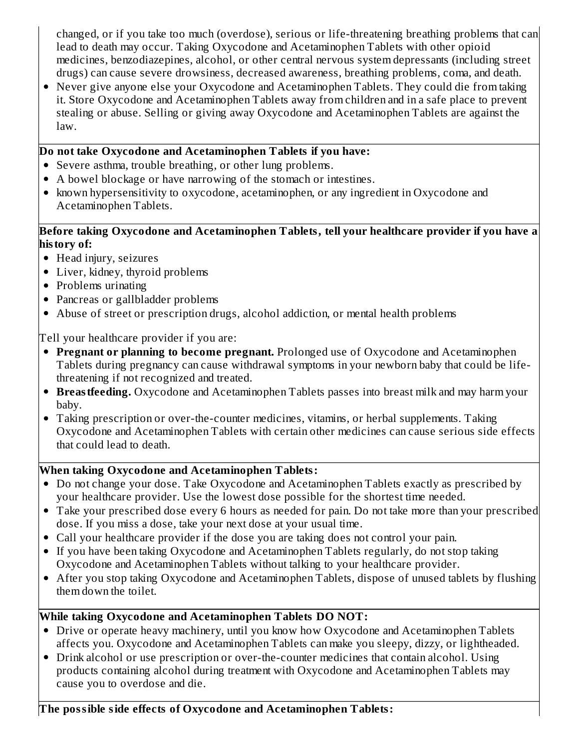changed, or if you take too much (overdose), serious or life-threatening breathing problems that can lead to death may occur. Taking Oxycodone and Acetaminophen Tablets with other opioid medicines, benzodiazepines, alcohol, or other central nervous system depressants (including street drugs) can cause severe drowsiness, decreased awareness, breathing problems, coma, and death.

- Never give anyone else your Oxycodone and Acetaminophen Tablets. They could die from taking it. Store Oxycodone and Acetaminophen Tablets away from children and in a safe place to prevent stealing or abuse. Selling or giving away Oxycodone and Acetaminophen Tablets are against the law.

**Do not take Oxycodone and Acetaminophen Tablets if you have:**

- Severe asthma, trouble breathing, or other lung problems.
- A bowel blockage or have narrowing of the stomach or intestines.
- known hypersensitivity to oxycodone, acetaminophen, or any ingredient in Oxycodone and Acetaminophen Tablets.

**Before taking Oxycodone and Acetaminophen Tablets, tell your healthcare provider if you have a history of:**

- Head injury, seizures
- Liver, kidney, thyroid problems
- Problems urinating
- Pancreas or gallbladder problems
- Abuse of street or prescription drugs, alcohol addiction, or mental health problems

Tell your healthcare provider if you are:

- **Pregnant or planning to become pregnant.** Prolonged use of Oxycodone and Acetaminophen Tablets during pregnancy can cause withdrawal symptoms in your newborn baby that could be life-threatening if not recognized and treated.
- **Breastfeeding.** Oxycodone and Acetaminophen Tablets passes into breast milk and may harm your baby.
- Taking prescription or over-the-counter medicines, vitamins, or herbal supplements. Taking Oxycodone and Acetaminophen Tablets with certain other medicines can cause serious side effects that could lead to death.

**When taking Oxycodone and Acetaminophen Tablets:**

- Do not change your dose. Take Oxycodone and Acetaminophen Tablets exactly as prescribed by your healthcare provider. Use the lowest dose possible for the shortest time needed.
- Take your prescribed dose every 6 hours as needed for pain. Do not take more than your prescribed dose. If you miss a dose, take your next dose at your usual time.
- Call your healthcare provider if the dose you are taking does not control your pain.
- If you have been taking Oxycodone and Acetaminophen Tablets regularly, do not stop taking Oxycodone and Acetaminophen Tablets without talking to your healthcare provider.
- After you stop taking Oxycodone and Acetaminophen Tablets, dispose of unused tablets by flushing them down the toilet.

**While taking Oxycodone and Acetaminophen Tablets DO NOT:**

- Drive or operate heavy machinery, until you know how Oxycodone and Acetaminophen Tablets affects you. Oxycodone and Acetaminophen Tablets can make you sleepy, dizzy, or lightheaded.
- Drink alcohol or use prescription or over-the-counter medicines that contain alcohol. Using products containing alcohol during treatment with Oxycodone and Acetaminophen Tablets may cause you to overdose and die.

**The possible side effects of Oxycodone and Acetaminophen Tablets:**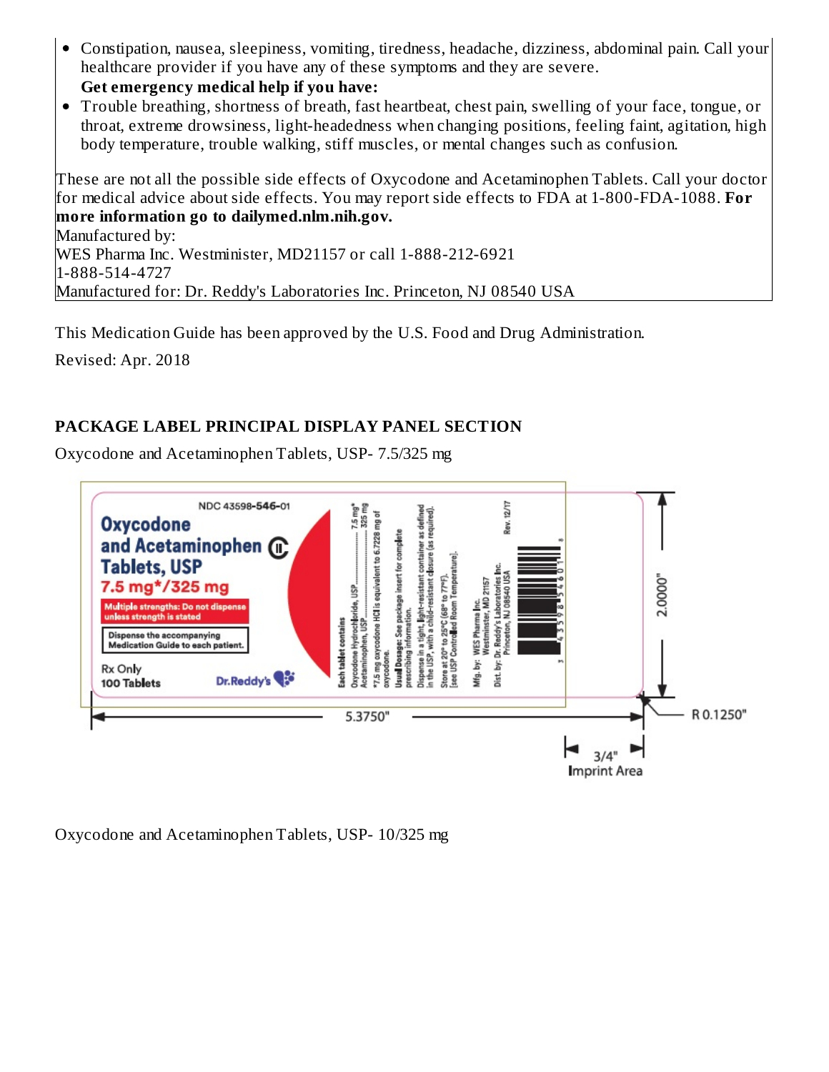- Constipation, nausea, sleepiness, vomiting, tiredness, headache, dizziness, abdominal pain. Call your healthcare provider if you have any of these symptoms and they are severe.

  **Get emergency medical help if you have:**
- Trouble breathing, shortness of breath, fast heartbeat, chest pain, swelling of your face, tongue, or throat, extreme drowsiness, light-headedness when changing positions, feeling faint, agitation, high body temperature, trouble walking, stiff muscles, or mental changes such as confusion.

These are not all the possible side effects of Oxycodone and Acetaminophen Tablets. Call your doctor for medical advice about side effects. You may report side effects to FDA at 1-800-FDA-1088. **For more information go to dailymed.nlm.nih.gov.**
Manufactured by:
WES Pharma Inc. Westminister, MD21157 or call 1-888-212-6921
1-888-514-4727
Manufactured for: Dr. Reddy's Laboratories Inc. Princeton, NJ 08540 USA

This Medication Guide has been approved by the U.S. Food and Drug Administration.

Revised: Apr. 2018

## PACKAGE LABEL PRINCIPAL DISPLAY PANEL SECTION

Oxycodone and Acetaminophen Tablets, USP- 7.5/325 mg

NDC 43598-546-01

**Oxycodone and Acetaminophen Tablets, USP** CII

**7.5 mg*/325 mg**

**Multiple strengths: Do not dispense unless strength is stated**

**Dispense the accompanying Medication Guide to each patient.**

Rx Only

**100 Tablets**

Dr.Reddy's

**Each tablet contains**
Oxycodone Hydrochloride, USP.............. 7.5 mg*
Acetaminophen, USP.............. 325 mg
*7.5 mg oxycodone HCl is equivalent to 6.7228 mg of oxycodone.

**Usual Dosage:** See package insert for complete prescribing information.

Dispense in a tight, light-resistant container as defined in the USP, with a child-resistant closure (as required).

Store at 20° to 25°C (68° to 77°F). [see USP Controlled Room Temperature].

Mfg. by: WES Pharma Inc. Westminster, MD 21157

Dist. by: Dr. Reddy's Laboratories Inc. Princeton, NJ 08540 USA

Rev. 12/17

3 43598 54601 8

5.3750"

2.0000"

R 0.1250"

3/4" Imprint Area

Oxycodone and Acetaminophen Tablets, USP- 10/325 mg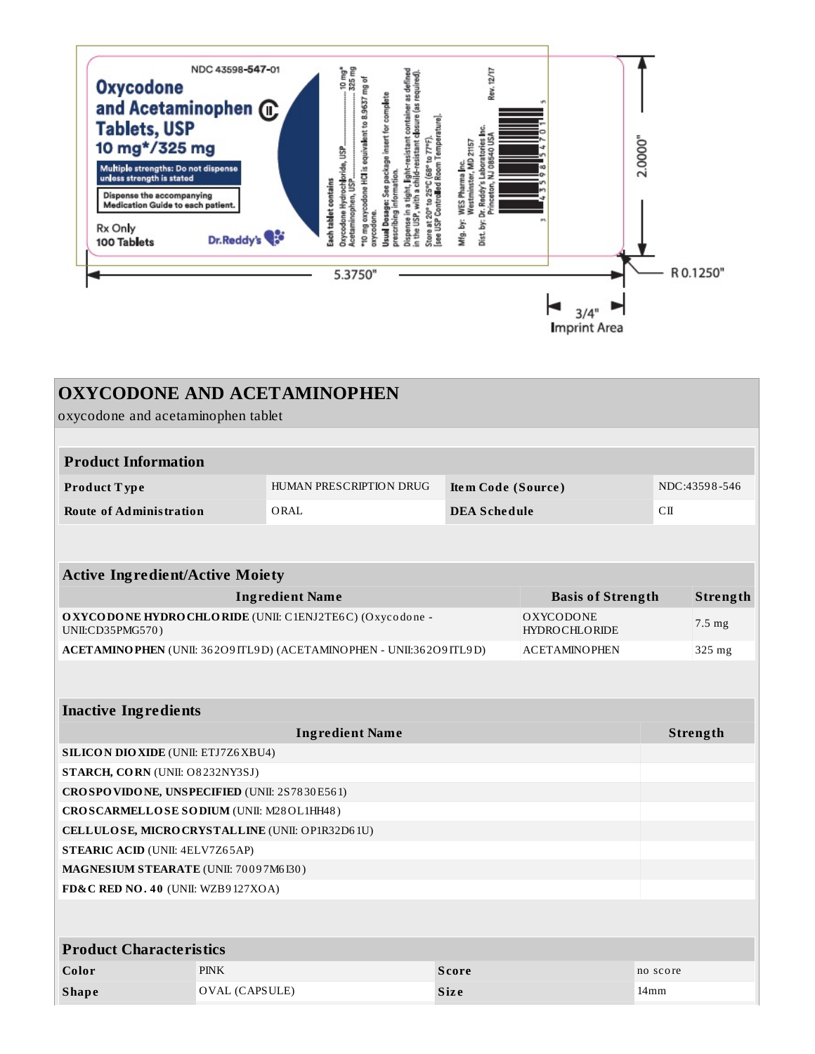NDC 43598-547-01

**Oxycodone and Acetaminophen Tablets, USP** CII

**10 mg*/325 mg**

**Multiple strengths: Do not dispense unless strength is stated**

**Dispense the accompanying Medication Guide to each patient.**

Rx Only

100 Tablets

Dr.Reddy's

**Each tablet contains**
Oxycodone Hydrochloride, USP.......................10 mg*
Acetaminophen, USP.......................325 mg

*10 mg oxycodone HCl is equivalent to 8.9637 mg of oxycodone.

**Usual Dosage:** See package insert for complete prescribing information.

Dispense in a tight, light-resistant container as defined in the USP, with a child-resistant closure (as required).

Store at 20° to 25°C (68° to 77°F). [see USP Controlled Room Temperature].

Mfg. by: WES Pharma Inc. Westminster, MD 21157

Dist. by: Dr. Reddy's Laboratories Inc. Princeton, NJ 08540 USA

Rev. 12/17

3 43598 54701 5

2.0000"

5.3750"

R 0.1250"

3/4" Imprint Area

# OXYCODONE AND ACETAMINOPHEN

oxycodone and acetaminophen tablet

| Product Information | | | |
|---|---|---|---|
| **Product Type** | HUMAN PRESCRIPTION DRUG | **Item Code (Source)** | NDC:43598-546 |
| **Route of Administration** | ORAL | **DEA Schedule** | CII |

| Active Ingredient/Active Moiety | | |
|---|---|---|
| **Ingredient Name** | **Basis of Strength** | **Strength** |
| **OXYCODONE HYDROCHLORIDE** (UNII: C1ENJ2TE6C) (Oxycodone - UNII:CD35PMG570) | OXYCODONE HYDROCHLORIDE | 7.5 mg |
| **ACETAMINOPHEN** (UNII: 362O9ITL9D) (ACETAMINOPHEN - UNII:362O9ITL9D) | ACETAMINOPHEN | 325 mg |

| Inactive Ingredients | |
|---|---|
| **Ingredient Name** | **Strength** |
| **SILICON DIOXIDE** (UNII: ETJ7Z6XBU4) | |
| **STARCH, CORN** (UNII: O8232NY3SJ) | |
| **CROSPOVIDONE, UNSPECIFIED** (UNII: 2S7830E561) | |
| **CROSCARMELLOSE SODIUM** (UNII: M28OL1HH48) | |
| **CELLULOSE, MICROCRYSTALLINE** (UNII: OP1R32D61U) | |
| **STEARIC ACID** (UNII: 4ELV7Z65AP) | |
| **MAGNESIUM STEARATE** (UNII: 70097M6I30) | |
| **FD&C RED NO. 40** (UNII: WZB9127XOA) | |

| Product Characteristics | | | |
|---|---|---|---|
| **Color** | PINK | **Score** | no score |
| **Shape** | OVAL (CAPSULE) | **Size** | 14mm |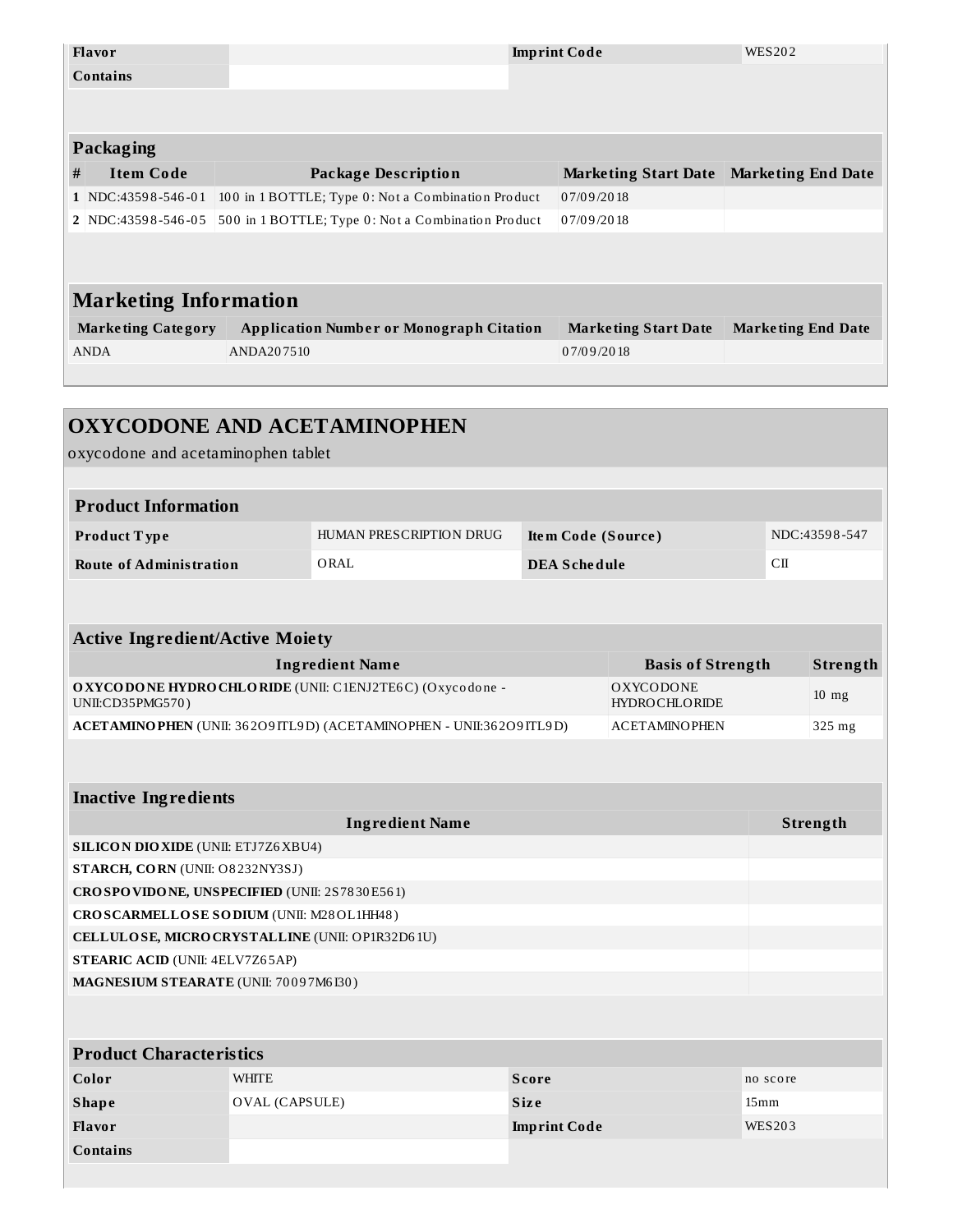| Flavor | | Imprint Code | WES202 |
| --- | --- | --- | --- |
| Contains | | | |

### Packaging

| # | Item Code | Package Description | Marketing Start Date | Marketing End Date |
| --- | --- | --- | --- | --- |
| 1 | NDC:43598-546-01 | 100 in 1 BOTTLE; Type 0: Not a Combination Product | 07/09/2018 | |
| 2 | NDC:43598-546-05 | 500 in 1 BOTTLE; Type 0: Not a Combination Product | 07/09/2018 | |

### Marketing Information

| Marketing Category | Application Number or Monograph Citation | Marketing Start Date | Marketing End Date |
| --- | --- | --- | --- |
| ANDA | ANDA207510 | 07/09/2018 | |

## OXYCODONE AND ACETAMINOPHEN

oxycodone and acetaminophen tablet

### Product Information

| Product Type | HUMAN PRESCRIPTION DRUG | Item Code (Source) | NDC:43598-547 |
| --- | --- | --- | --- |
| Route of Administration | ORAL | DEA Schedule | CII |

### Active Ingredient/Active Moiety

| Ingredient Name | Basis of Strength | Strength |
| --- | --- | --- |
| **OXYCODONE HYDROCHLORIDE** (UNII: C1ENJ2TE6C) (Oxycodone - UNII:CD35PMG570) | OXYCODONE HYDROCHLORIDE | 10 mg |
| **ACETAMINOPHEN** (UNII: 362O9ITL9D) (ACETAMINOPHEN - UNII:362O9ITL9D) | ACETAMINOPHEN | 325 mg |

### Inactive Ingredients

| Ingredient Name | Strength |
| --- | --- |
| **SILICON DIOXIDE** (UNII: ETJ7Z6XBU4) | |
| **STARCH, CORN** (UNII: O8232NY3SJ) | |
| **CROSPOVIDONE, UNSPECIFIED** (UNII: 2S7830E561) | |
| **CROSCARMELLOSE SODIUM** (UNII: M28OL1HH48) | |
| **CELLULOSE, MICROCRYSTALLINE** (UNII: OP1R32D61U) | |
| **STEARIC ACID** (UNII: 4ELV7Z65AP) | |
| **MAGNESIUM STEARATE** (UNII: 70097M6I30) | |

### Product Characteristics

| Color | WHITE | Score | no score |
| --- | --- | --- | --- |
| Shape | OVAL (CAPSULE) | Size | 15mm |
| Flavor | | Imprint Code | WES203 |
| Contains | | | |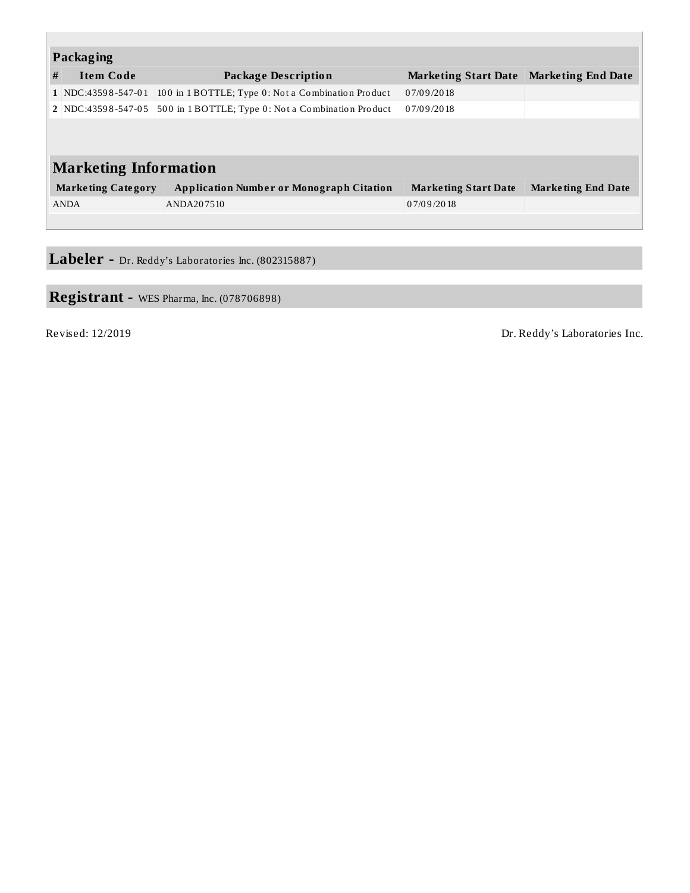| Packaging | | | | |
|---|---|---|---|---|
| # | Item Code | Package Description | Marketing Start Date | Marketing End Date |
| 1 | NDC:43598-547-01 | 100 in 1 BOTTLE; Type 0: Not a Combination Product | 07/09/2018 | |
| 2 | NDC:43598-547-05 | 500 in 1 BOTTLE; Type 0: Not a Combination Product | 07/09/2018 | |

## Marketing Information

| Marketing Category | Application Number or Monograph Citation | Marketing Start Date | Marketing End Date |
|---|---|---|---|
| ANDA | ANDA207510 | 07/09/2018 | |

## Labeler - Dr. Reddy's Laboratories Inc. (802315887)

## Registrant - WES Pharma, Inc. (078706898)

Revised: 12/2019

Dr. Reddy's Laboratories Inc.